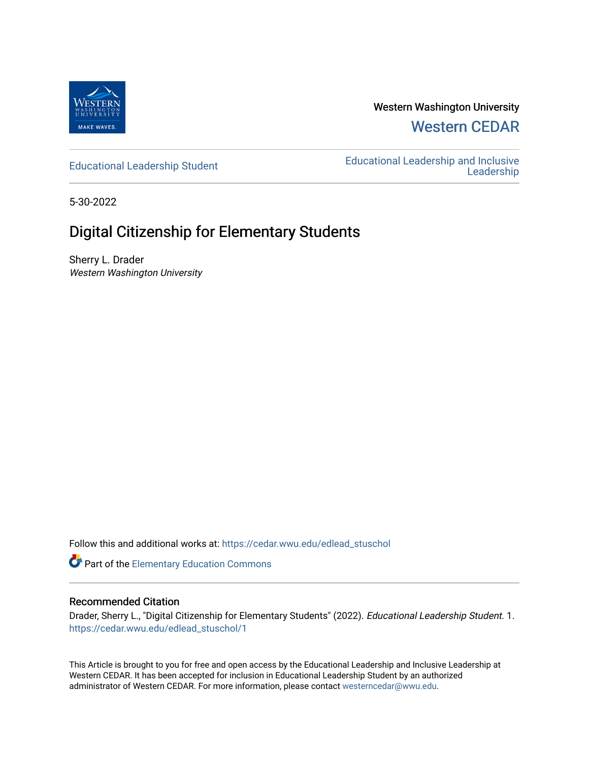Western Washington University

Western CEDAR

Educational Leadership Student

Educational Leadership and Inclusive Leadership

5-30-2022

# Digital Citizenship for Elementary Students

Sherry L. Drader
*Western Washington University*

Follow this and additional works at: https://cedar.wwu.edu/edlead_stuschol

Part of the Elementary Education Commons

## Recommended Citation

Drader, Sherry L., "Digital Citizenship for Elementary Students" (2022). *Educational Leadership Student.* 1. https://cedar.wwu.edu/edlead_stuschol/1

This Article is brought to you for free and open access by the Educational Leadership and Inclusive Leadership at Western CEDAR. It has been accepted for inclusion in Educational Leadership Student by an authorized administrator of Western CEDAR. For more information, please contact westerncedar@wwu.edu.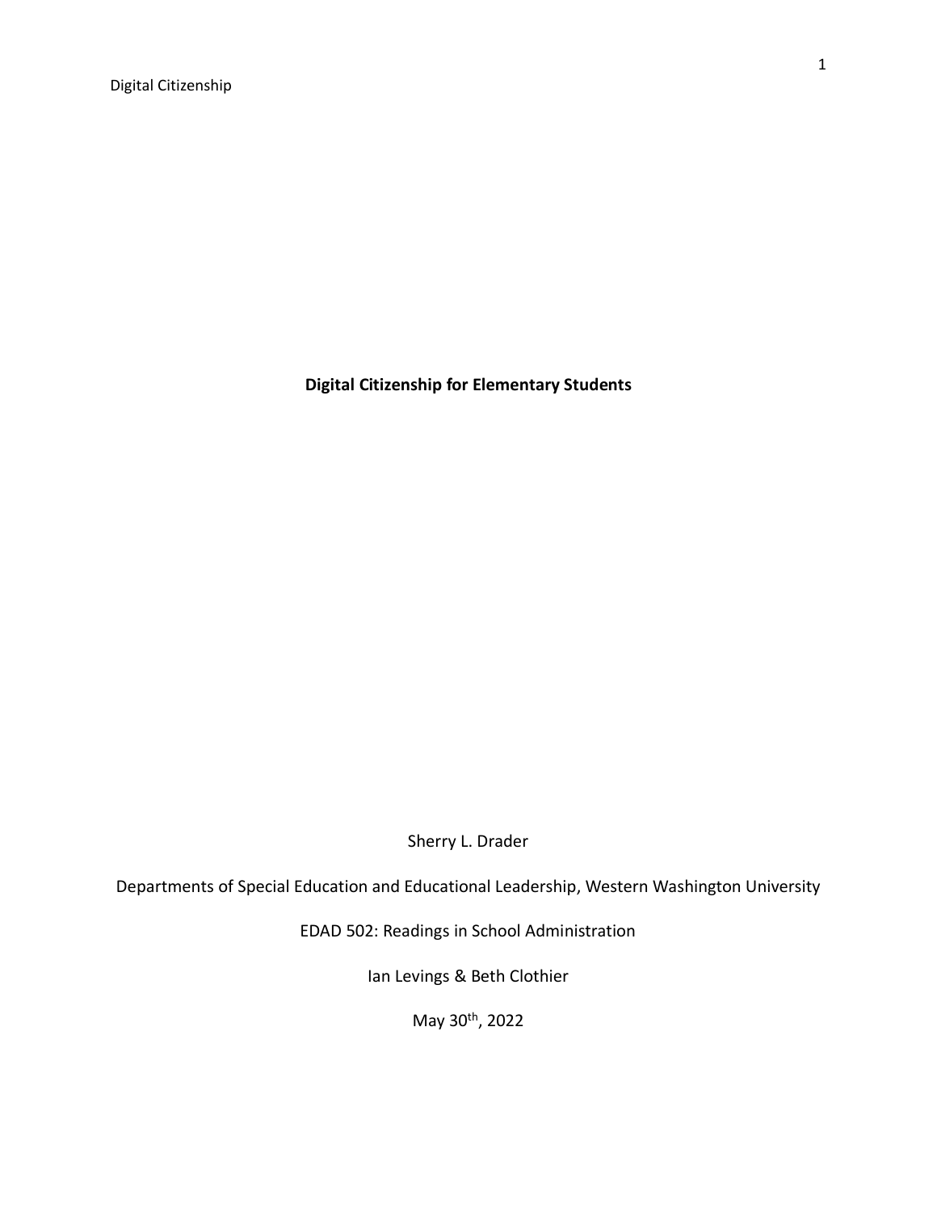**Digital Citizenship for Elementary Students**

Sherry L. Drader

Departments of Special Education and Educational Leadership, Western Washington University

EDAD 502: Readings in School Administration

Ian Levings & Beth Clothier

May 30th, 2022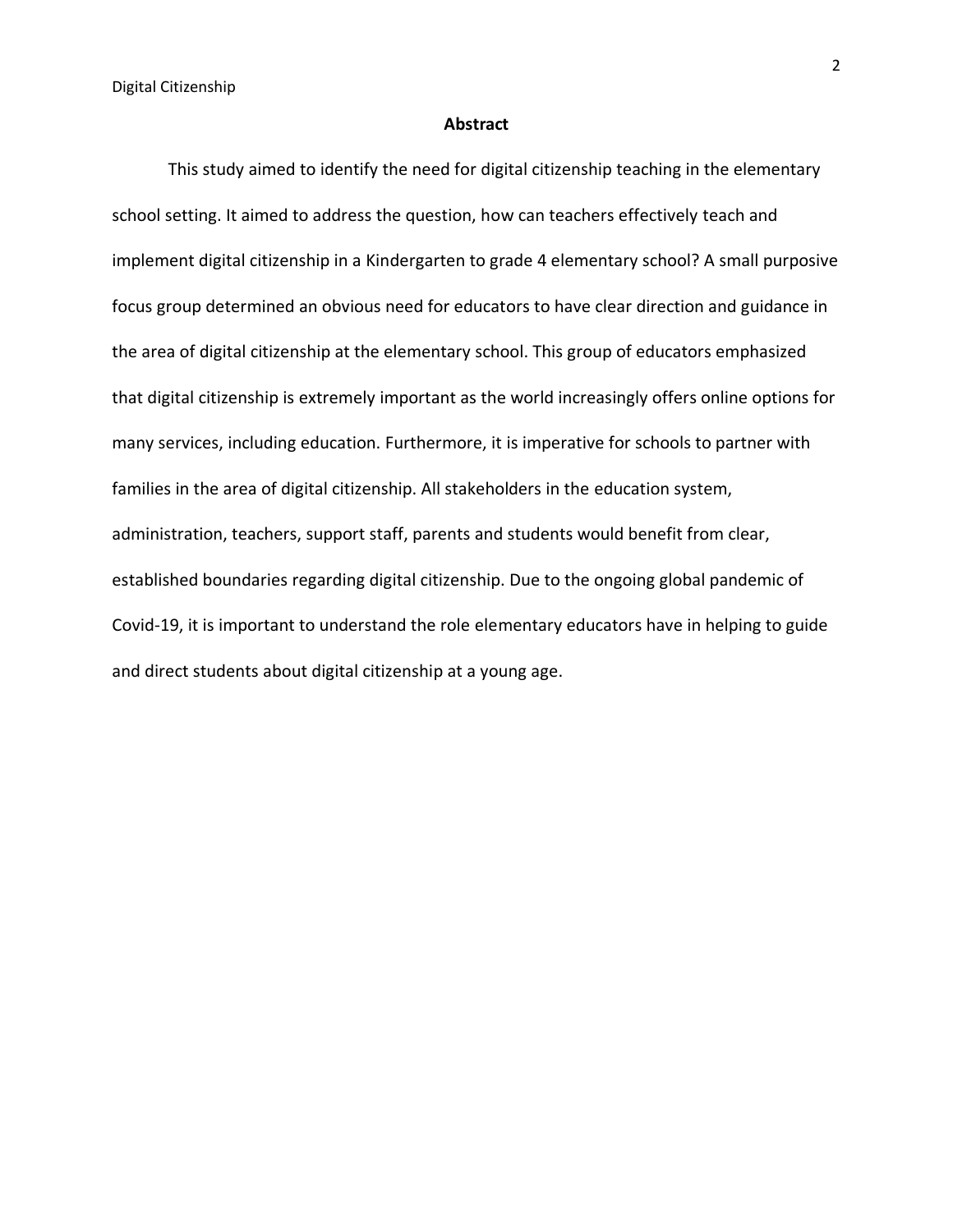# Abstract

This study aimed to identify the need for digital citizenship teaching in the elementary school setting. It aimed to address the question, how can teachers effectively teach and implement digital citizenship in a Kindergarten to grade 4 elementary school? A small purposive focus group determined an obvious need for educators to have clear direction and guidance in the area of digital citizenship at the elementary school. This group of educators emphasized that digital citizenship is extremely important as the world increasingly offers online options for many services, including education. Furthermore, it is imperative for schools to partner with families in the area of digital citizenship. All stakeholders in the education system, administration, teachers, support staff, parents and students would benefit from clear, established boundaries regarding digital citizenship. Due to the ongoing global pandemic of Covid-19, it is important to understand the role elementary educators have in helping to guide and direct students about digital citizenship at a young age.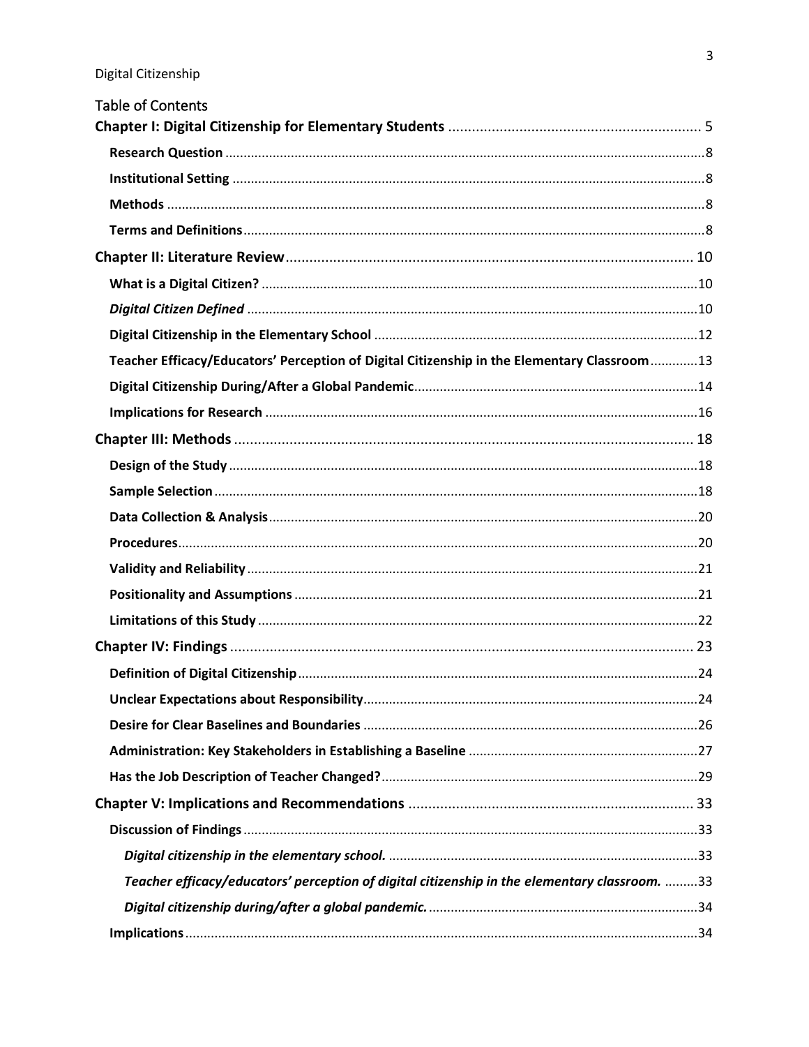# Table of Contents

**Chapter I: Digital Citizenship for Elementary Students** ........ 5

- **Research Question** ........ 8
- **Institutional Setting** ........ 8
- **Methods** ........ 8
- **Terms and Definitions** ........ 8

**Chapter II: Literature Review** ........ 10

- **What is a Digital Citizen?** ........ 10
- ***Digital Citizen Defined*** ........ 10
- **Digital Citizenship in the Elementary School** ........ 12
- **Teacher Efficacy/Educators' Perception of Digital Citizenship in the Elementary Classroom** ........ 13
- **Digital Citizenship During/After a Global Pandemic** ........ 14
- **Implications for Research** ........ 16

**Chapter III: Methods** ........ 18

- **Design of the Study** ........ 18
- **Sample Selection** ........ 18
- **Data Collection & Analysis** ........ 20
- **Procedures** ........ 20
- **Validity and Reliability** ........ 21
- **Positionality and Assumptions** ........ 21
- **Limitations of this Study** ........ 22

**Chapter IV: Findings** ........ 23

- **Definition of Digital Citizenship** ........ 24
- **Unclear Expectations about Responsibility** ........ 24
- **Desire for Clear Baselines and Boundaries** ........ 26
- **Administration: Key Stakeholders in Establishing a Baseline** ........ 27
- **Has the Job Description of Teacher Changed?** ........ 29

**Chapter V: Implications and Recommendations** ........ 33

- **Discussion of Findings** ........ 33
  - ***Digital citizenship in the elementary school.*** ........ 33
  - ***Teacher efficacy/educators' perception of digital citizenship in the elementary classroom.*** ........ 33
  - ***Digital citizenship during/after a global pandemic.*** ........ 34
- **Implications** ........ 34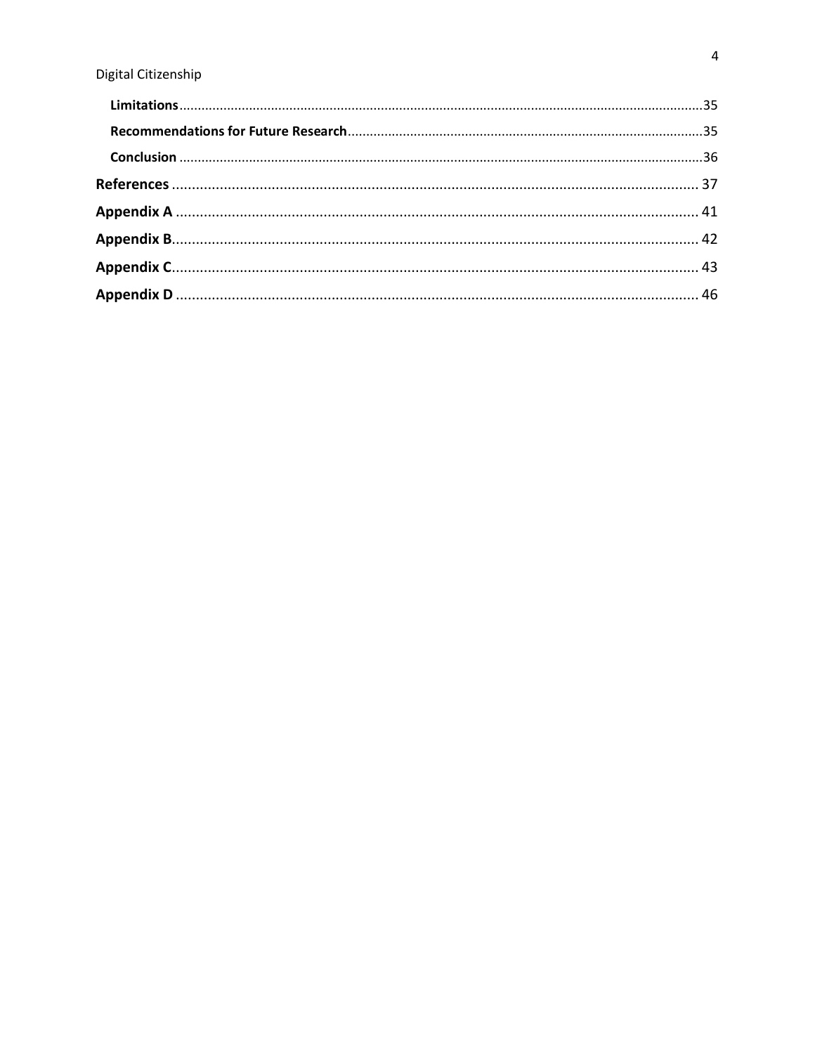**Limitations**......................................................................................................................................35

**Recommendations for Future Research**..........................................................................................35

**Conclusion** .......................................................................................................................................36

**References** ............................................................................................................................. 37

**Appendix A** ............................................................................................................................. 41

**Appendix B**.............................................................................................................................. 42

**Appendix C**.............................................................................................................................. 43

**Appendix D** ............................................................................................................................. 46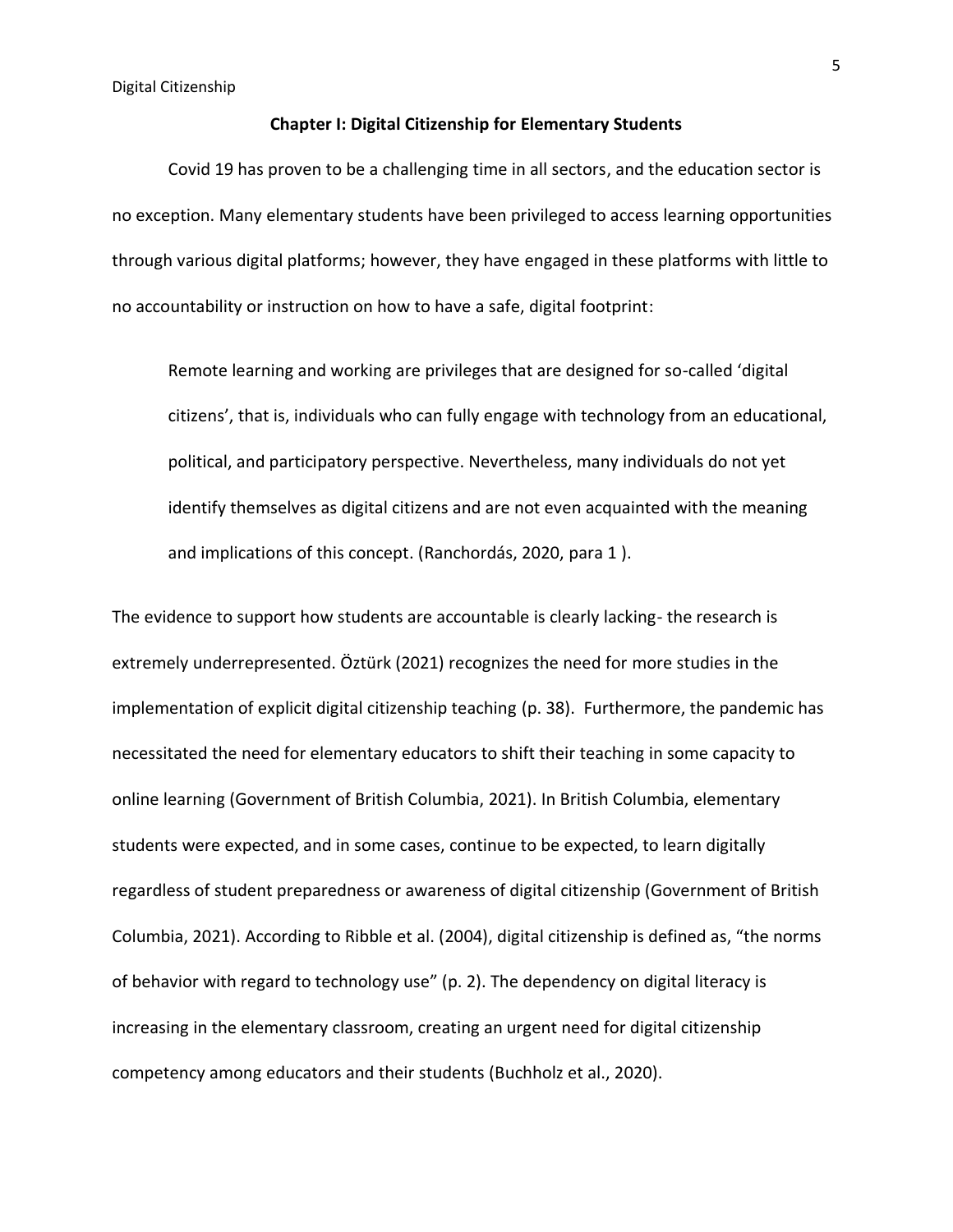## Chapter I: Digital Citizenship for Elementary Students

Covid 19 has proven to be a challenging time in all sectors, and the education sector is no exception. Many elementary students have been privileged to access learning opportunities through various digital platforms; however, they have engaged in these platforms with little to no accountability or instruction on how to have a safe, digital footprint:

> Remote learning and working are privileges that are designed for so-called 'digital citizens', that is, individuals who can fully engage with technology from an educational, political, and participatory perspective. Nevertheless, many individuals do not yet identify themselves as digital citizens and are not even acquainted with the meaning and implications of this concept. (Ranchordás, 2020, para 1 ).

The evidence to support how students are accountable is clearly lacking- the research is extremely underrepresented. Öztürk (2021) recognizes the need for more studies in the implementation of explicit digital citizenship teaching (p. 38). Furthermore, the pandemic has necessitated the need for elementary educators to shift their teaching in some capacity to online learning (Government of British Columbia, 2021). In British Columbia, elementary students were expected, and in some cases, continue to be expected, to learn digitally regardless of student preparedness or awareness of digital citizenship (Government of British Columbia, 2021). According to Ribble et al. (2004), digital citizenship is defined as, "the norms of behavior with regard to technology use" (p. 2). The dependency on digital literacy is increasing in the elementary classroom, creating an urgent need for digital citizenship competency among educators and their students (Buchholz et al., 2020).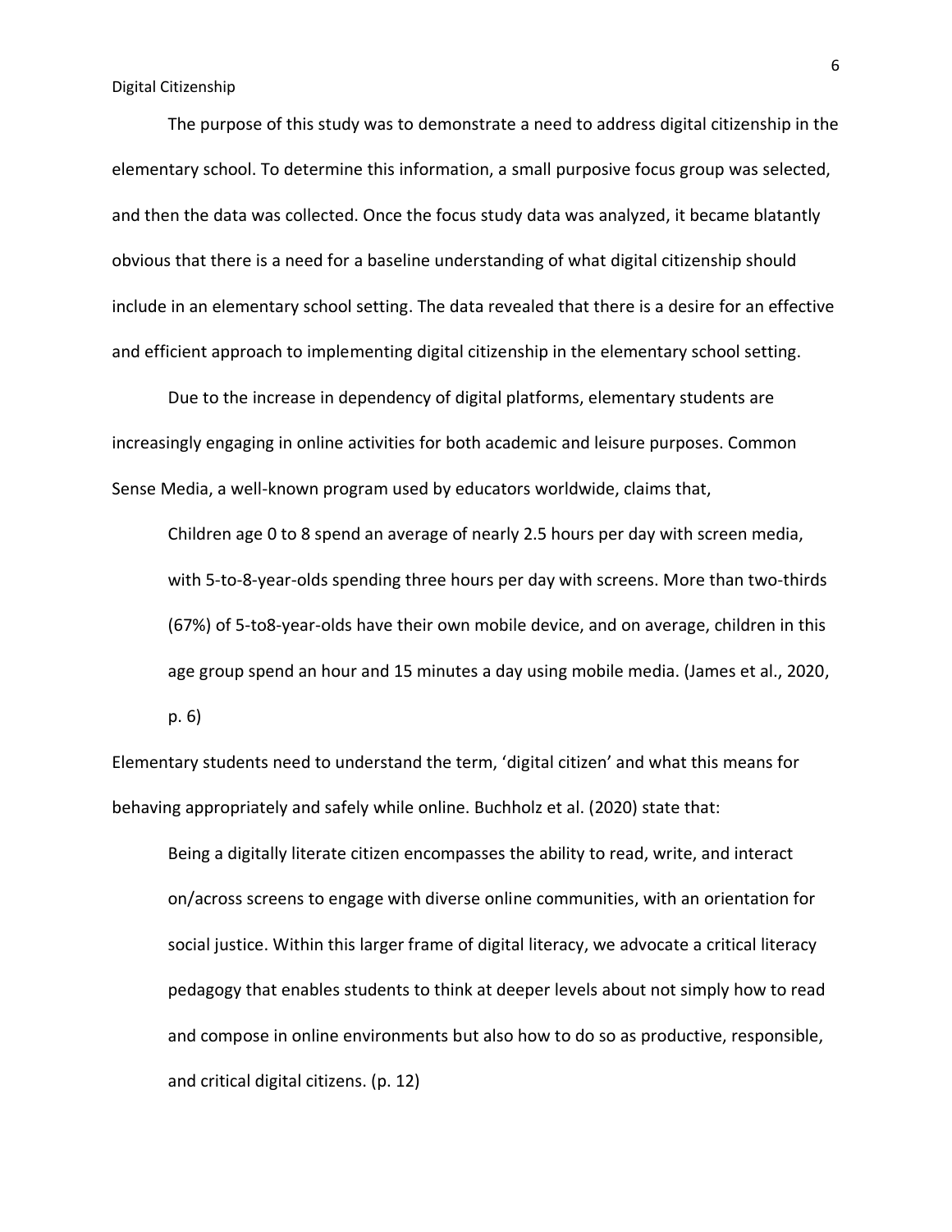The purpose of this study was to demonstrate a need to address digital citizenship in the elementary school. To determine this information, a small purposive focus group was selected, and then the data was collected. Once the focus study data was analyzed, it became blatantly obvious that there is a need for a baseline understanding of what digital citizenship should include in an elementary school setting. The data revealed that there is a desire for an effective and efficient approach to implementing digital citizenship in the elementary school setting.

Due to the increase in dependency of digital platforms, elementary students are increasingly engaging in online activities for both academic and leisure purposes. Common Sense Media, a well-known program used by educators worldwide, claims that,

> Children age 0 to 8 spend an average of nearly 2.5 hours per day with screen media, with 5-to-8-year-olds spending three hours per day with screens. More than two-thirds (67%) of 5-to8-year-olds have their own mobile device, and on average, children in this age group spend an hour and 15 minutes a day using mobile media. (James et al., 2020, p. 6)

Elementary students need to understand the term, 'digital citizen' and what this means for behaving appropriately and safely while online. Buchholz et al. (2020) state that:

> Being a digitally literate citizen encompasses the ability to read, write, and interact on/across screens to engage with diverse online communities, with an orientation for social justice. Within this larger frame of digital literacy, we advocate a critical literacy pedagogy that enables students to think at deeper levels about not simply how to read and compose in online environments but also how to do so as productive, responsible, and critical digital citizens. (p. 12)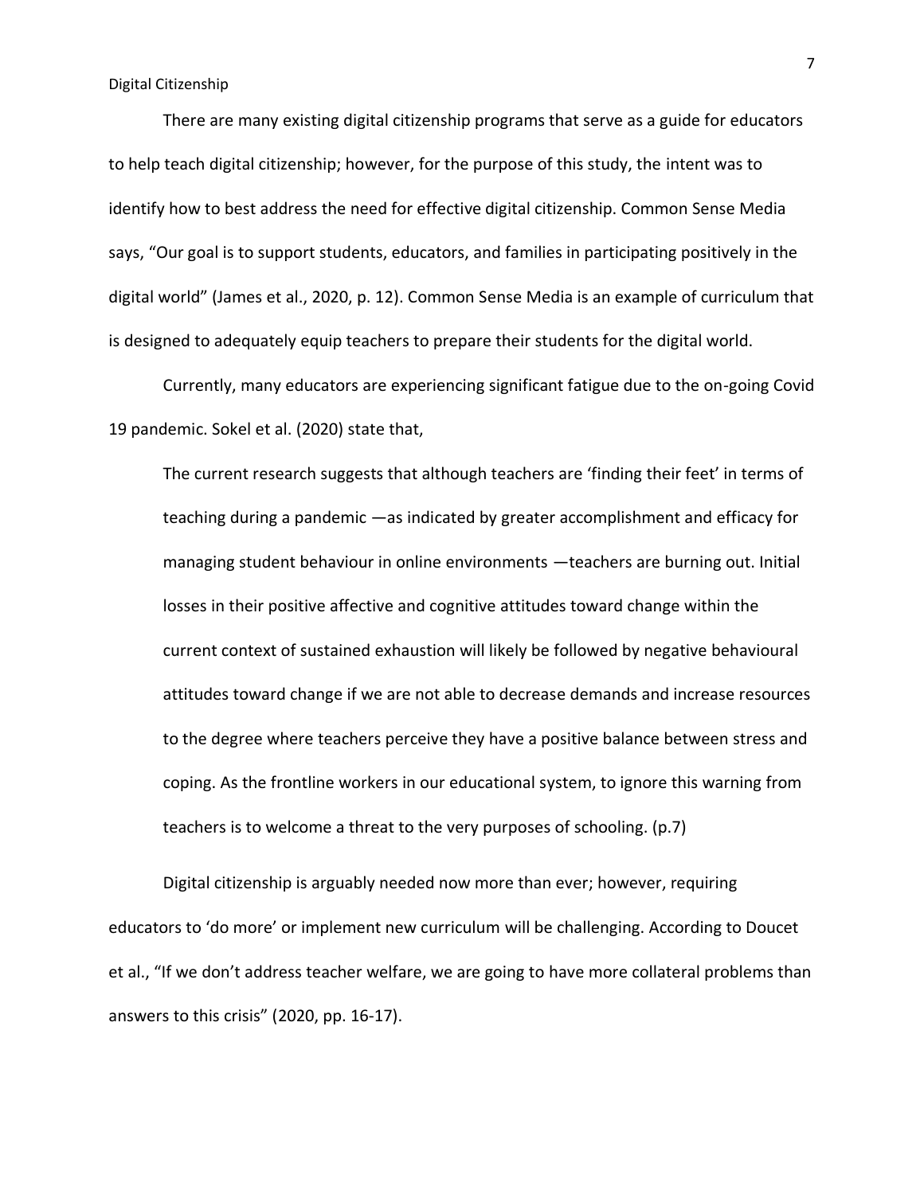There are many existing digital citizenship programs that serve as a guide for educators to help teach digital citizenship; however, for the purpose of this study, the intent was to identify how to best address the need for effective digital citizenship. Common Sense Media says, “Our goal is to support students, educators, and families in participating positively in the digital world” (James et al., 2020, p. 12). Common Sense Media is an example of curriculum that is designed to adequately equip teachers to prepare their students for the digital world.

Currently, many educators are experiencing significant fatigue due to the on-going Covid 19 pandemic. Sokel et al. (2020) state that,

> The current research suggests that although teachers are ‘finding their feet’ in terms of teaching during a pandemic —as indicated by greater accomplishment and efficacy for managing student behaviour in online environments —teachers are burning out. Initial losses in their positive affective and cognitive attitudes toward change within the current context of sustained exhaustion will likely be followed by negative behavioural attitudes toward change if we are not able to decrease demands and increase resources to the degree where teachers perceive they have a positive balance between stress and coping. As the frontline workers in our educational system, to ignore this warning from teachers is to welcome a threat to the very purposes of schooling. (p.7)

Digital citizenship is arguably needed now more than ever; however, requiring educators to ‘do more’ or implement new curriculum will be challenging. According to Doucet et al., “If we don’t address teacher welfare, we are going to have more collateral problems than answers to this crisis” (2020, pp. 16-17).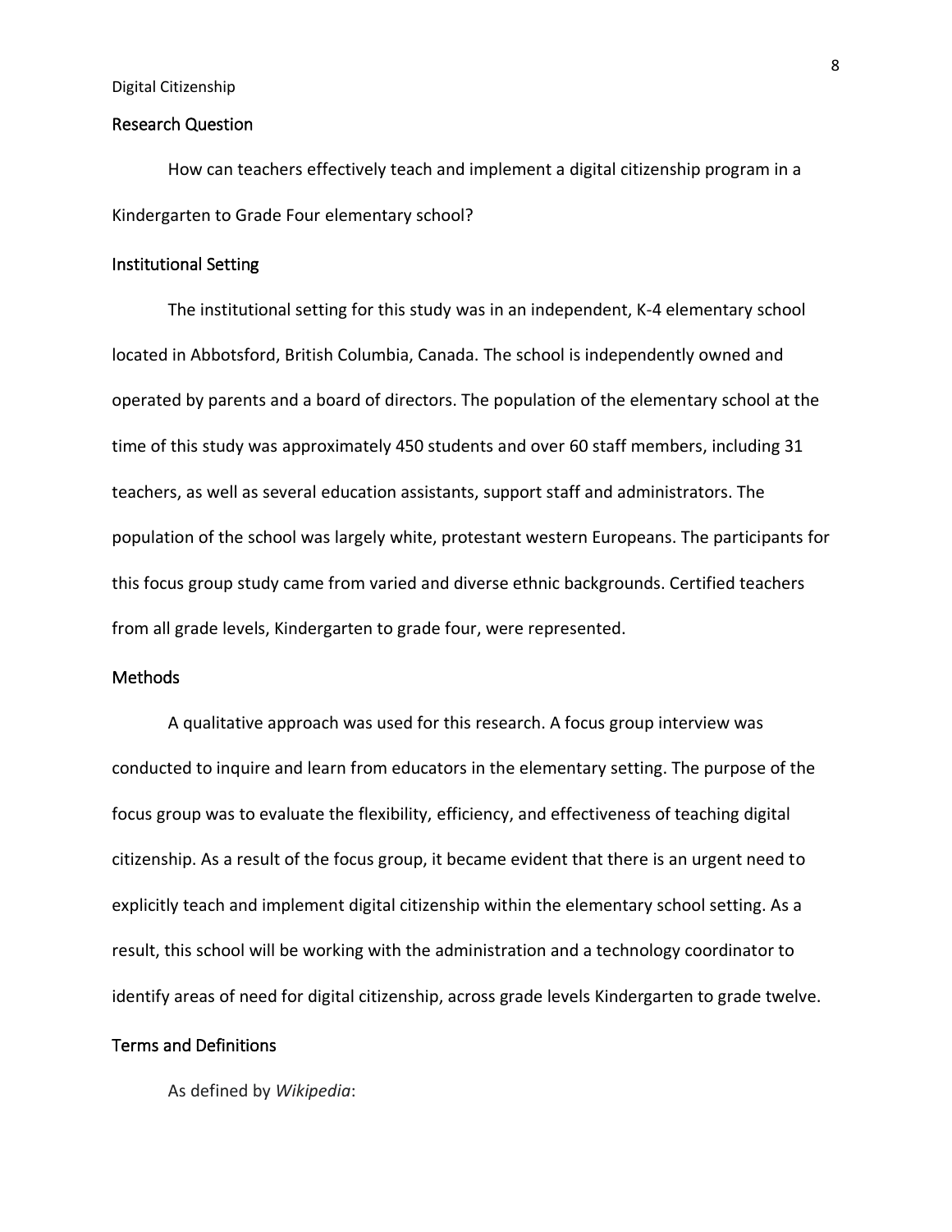## Research Question

How can teachers effectively teach and implement a digital citizenship program in a Kindergarten to Grade Four elementary school?

## Institutional Setting

The institutional setting for this study was in an independent, K-4 elementary school located in Abbotsford, British Columbia, Canada. The school is independently owned and operated by parents and a board of directors. The population of the elementary school at the time of this study was approximately 450 students and over 60 staff members, including 31 teachers, as well as several education assistants, support staff and administrators. The population of the school was largely white, protestant western Europeans. The participants for this focus group study came from varied and diverse ethnic backgrounds. Certified teachers from all grade levels, Kindergarten to grade four, were represented.

## Methods

A qualitative approach was used for this research. A focus group interview was conducted to inquire and learn from educators in the elementary setting. The purpose of the focus group was to evaluate the flexibility, efficiency, and effectiveness of teaching digital citizenship. As a result of the focus group, it became evident that there is an urgent need to explicitly teach and implement digital citizenship within the elementary school setting. As a result, this school will be working with the administration and a technology coordinator to identify areas of need for digital citizenship, across grade levels Kindergarten to grade twelve.

## Terms and Definitions

As defined by *Wikipedia*: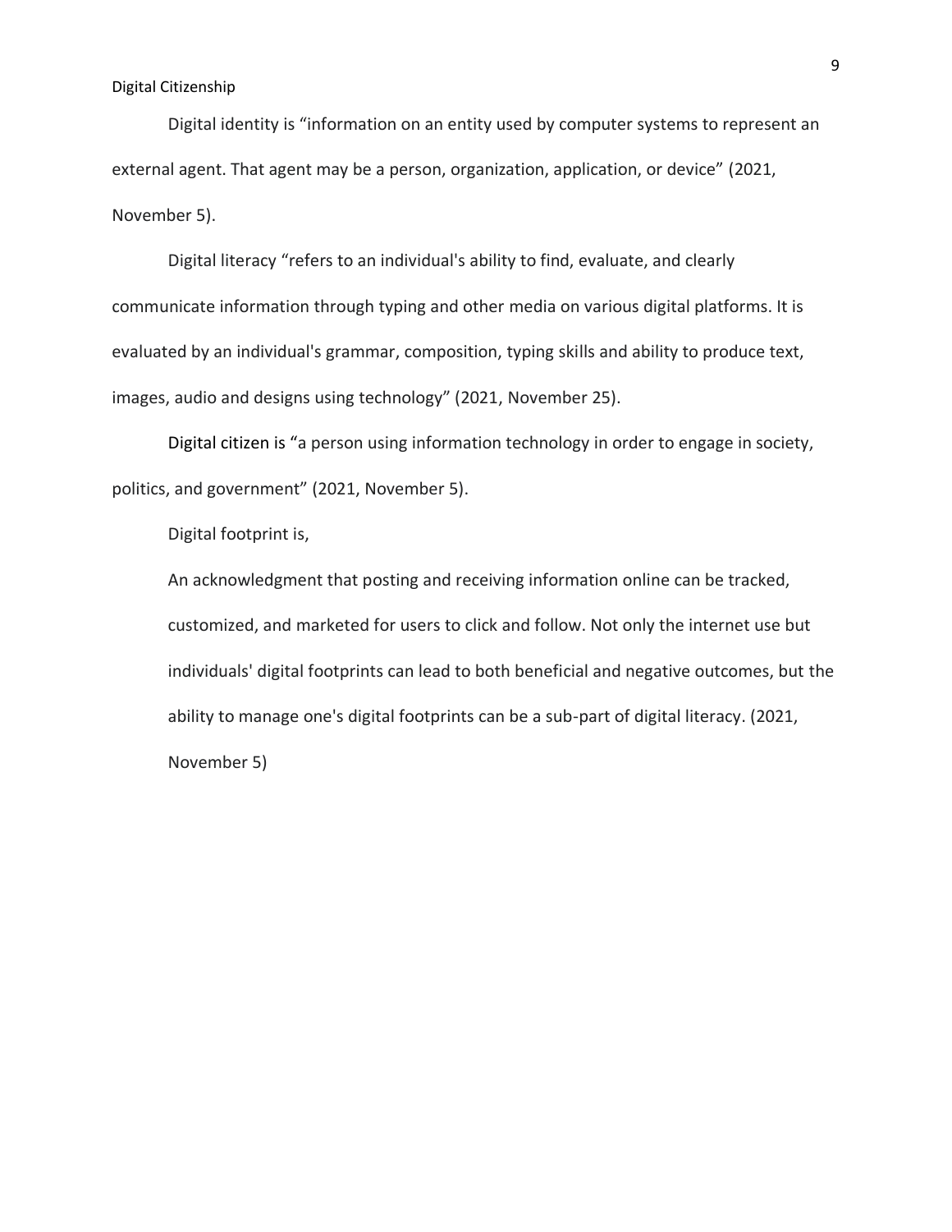Digital identity is “information on an entity used by computer systems to represent an external agent. That agent may be a person, organization, application, or device” (2021, November 5).

Digital literacy “refers to an individual's ability to find, evaluate, and clearly communicate information through typing and other media on various digital platforms. It is evaluated by an individual's grammar, composition, typing skills and ability to produce text, images, audio and designs using technology” (2021, November 25).

Digital citizen is “a person using information technology in order to engage in society, politics, and government” (2021, November 5).

Digital footprint is,

> An acknowledgment that posting and receiving information online can be tracked, customized, and marketed for users to click and follow. Not only the internet use but individuals' digital footprints can lead to both beneficial and negative outcomes, but the ability to manage one's digital footprints can be a sub-part of digital literacy. (2021, November 5)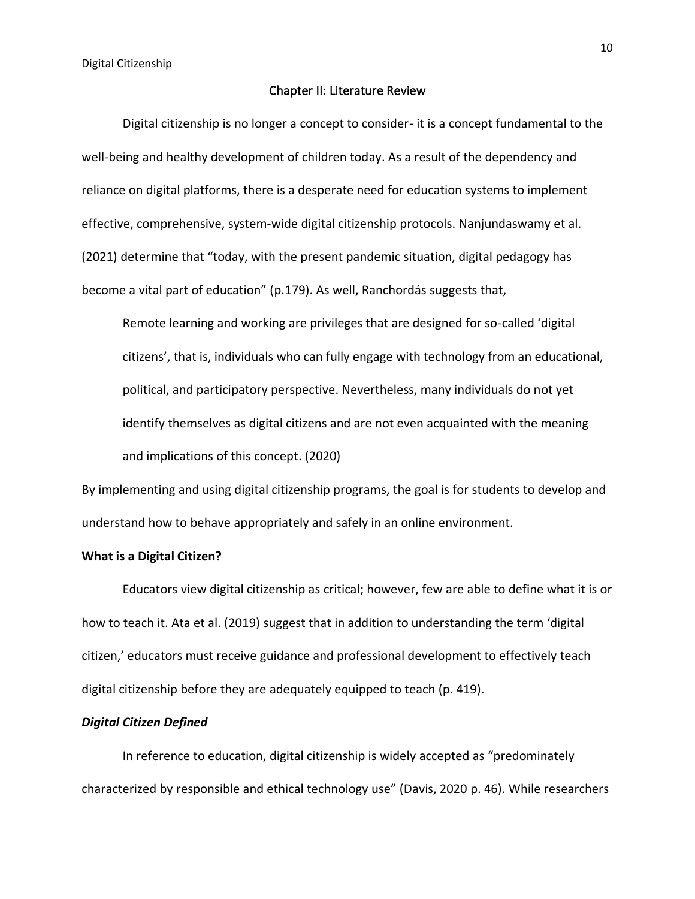# Chapter II: Literature Review

Digital citizenship is no longer a concept to consider- it is a concept fundamental to the well-being and healthy development of children today. As a result of the dependency and reliance on digital platforms, there is a desperate need for education systems to implement effective, comprehensive, system-wide digital citizenship protocols. Nanjundaswamy et al. (2021) determine that "today, with the present pandemic situation, digital pedagogy has become a vital part of education" (p.179). As well, Ranchordás suggests that,

> Remote learning and working are privileges that are designed for so-called 'digital citizens', that is, individuals who can fully engage with technology from an educational, political, and participatory perspective. Nevertheless, many individuals do not yet identify themselves as digital citizens and are not even acquainted with the meaning and implications of this concept. (2020)

By implementing and using digital citizenship programs, the goal is for students to develop and understand how to behave appropriately and safely in an online environment.

## What is a Digital Citizen?

Educators view digital citizenship as critical; however, few are able to define what it is or how to teach it. Ata et al. (2019) suggest that in addition to understanding the term 'digital citizen,' educators must receive guidance and professional development to effectively teach digital citizenship before they are adequately equipped to teach (p. 419).

### *Digital Citizen Defined*

In reference to education, digital citizenship is widely accepted as "predominately characterized by responsible and ethical technology use" (Davis, 2020 p. 46). While researchers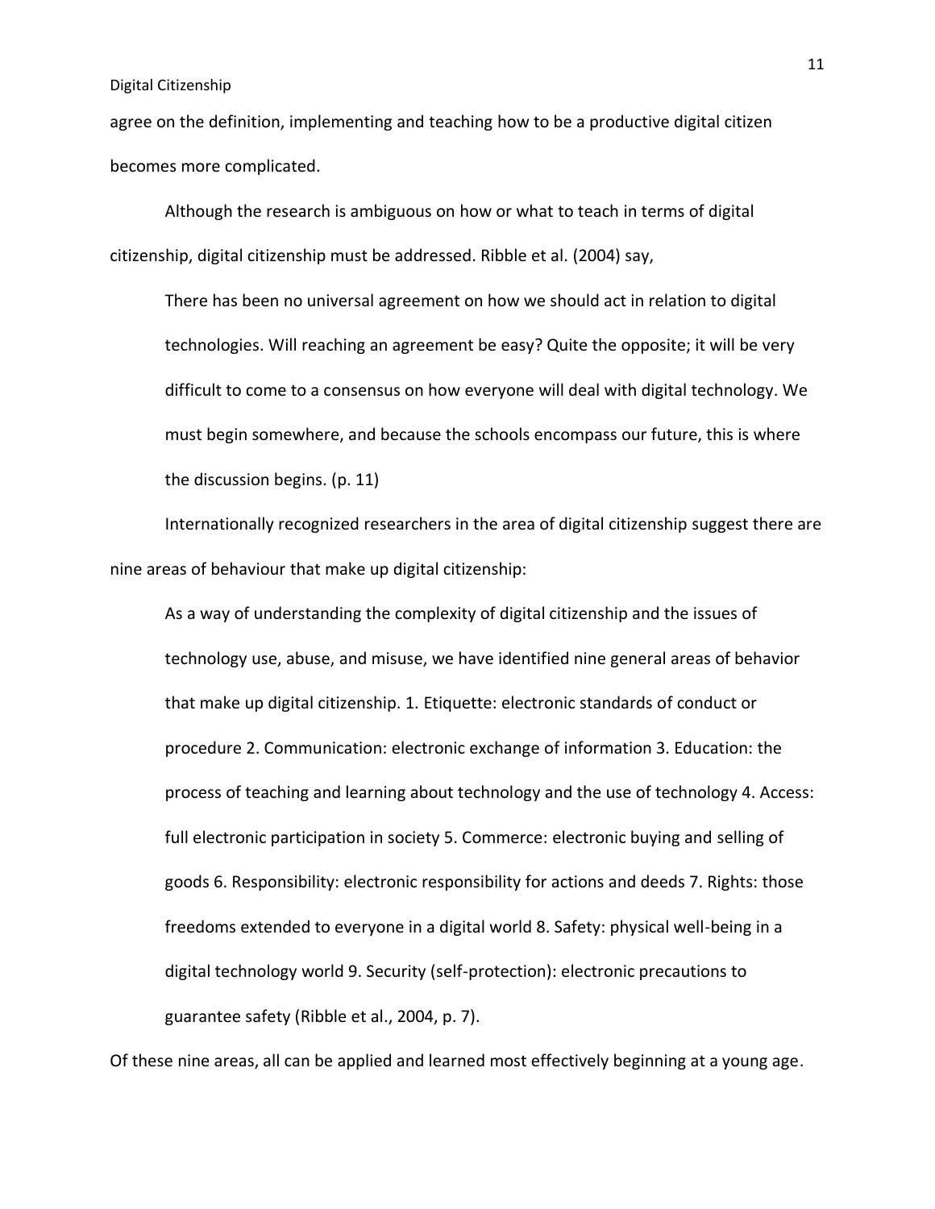agree on the definition, implementing and teaching how to be a productive digital citizen becomes more complicated.

Although the research is ambiguous on how or what to teach in terms of digital citizenship, digital citizenship must be addressed. Ribble et al. (2004) say,

> There has been no universal agreement on how we should act in relation to digital technologies. Will reaching an agreement be easy? Quite the opposite; it will be very difficult to come to a consensus on how everyone will deal with digital technology. We must begin somewhere, and because the schools encompass our future, this is where the discussion begins. (p. 11)

Internationally recognized researchers in the area of digital citizenship suggest there are nine areas of behaviour that make up digital citizenship:

> As a way of understanding the complexity of digital citizenship and the issues of technology use, abuse, and misuse, we have identified nine general areas of behavior that make up digital citizenship. 1. Etiquette: electronic standards of conduct or procedure 2. Communication: electronic exchange of information 3. Education: the process of teaching and learning about technology and the use of technology 4. Access: full electronic participation in society 5. Commerce: electronic buying and selling of goods 6. Responsibility: electronic responsibility for actions and deeds 7. Rights: those freedoms extended to everyone in a digital world 8. Safety: physical well-being in a digital technology world 9. Security (self-protection): electronic precautions to guarantee safety (Ribble et al., 2004, p. 7).

Of these nine areas, all can be applied and learned most effectively beginning at a young age.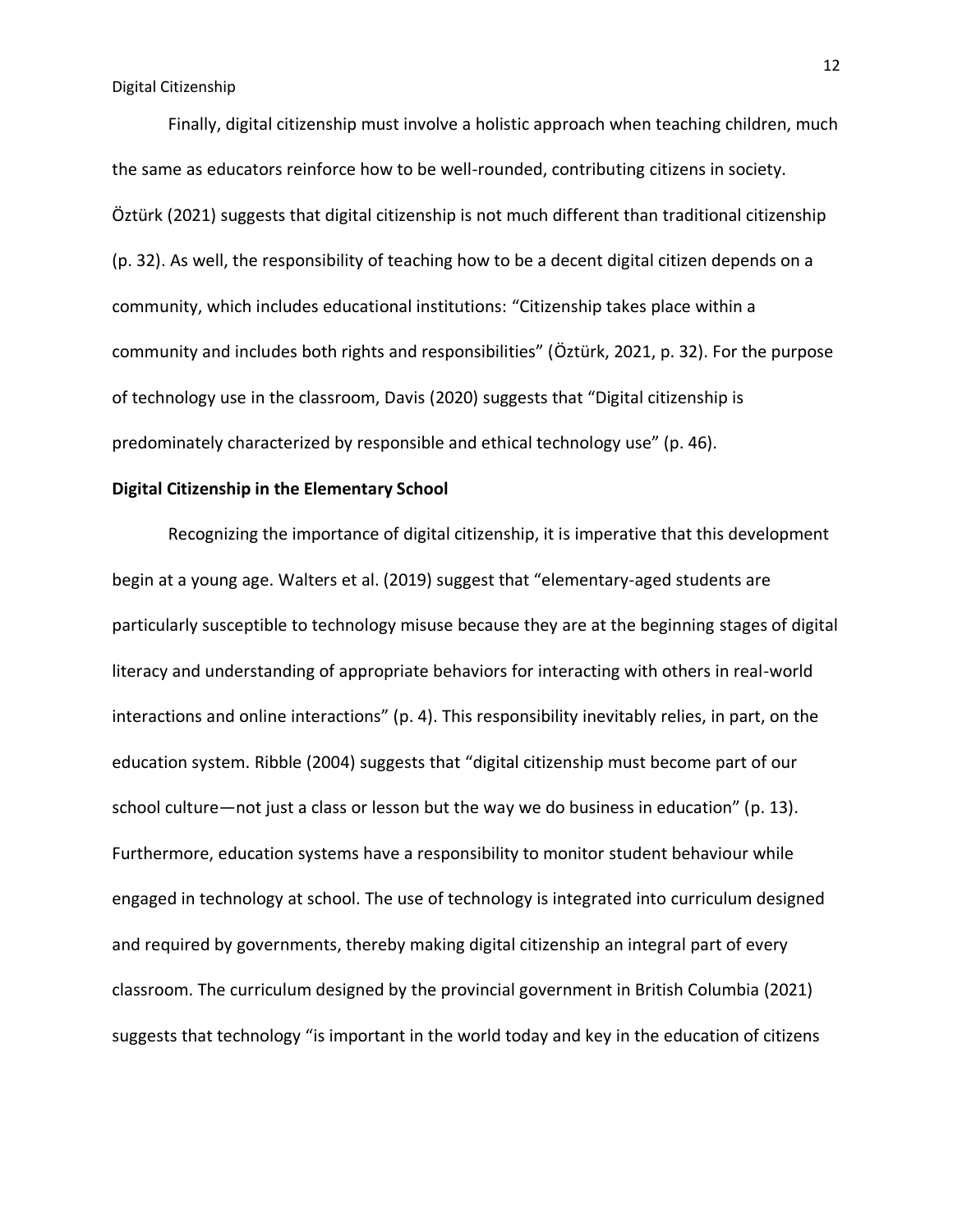Finally, digital citizenship must involve a holistic approach when teaching children, much the same as educators reinforce how to be well-rounded, contributing citizens in society. Öztürk (2021) suggests that digital citizenship is not much different than traditional citizenship (p. 32). As well, the responsibility of teaching how to be a decent digital citizen depends on a community, which includes educational institutions: "Citizenship takes place within a community and includes both rights and responsibilities" (Öztürk, 2021, p. 32). For the purpose of technology use in the classroom, Davis (2020) suggests that "Digital citizenship is predominately characterized by responsible and ethical technology use" (p. 46).

**Digital Citizenship in the Elementary School**

Recognizing the importance of digital citizenship, it is imperative that this development begin at a young age. Walters et al. (2019) suggest that "elementary-aged students are particularly susceptible to technology misuse because they are at the beginning stages of digital literacy and understanding of appropriate behaviors for interacting with others in real-world interactions and online interactions" (p. 4). This responsibility inevitably relies, in part, on the education system. Ribble (2004) suggests that "digital citizenship must become part of our school culture—not just a class or lesson but the way we do business in education" (p. 13). Furthermore, education systems have a responsibility to monitor student behaviour while engaged in technology at school. The use of technology is integrated into curriculum designed and required by governments, thereby making digital citizenship an integral part of every classroom. The curriculum designed by the provincial government in British Columbia (2021) suggests that technology "is important in the world today and key in the education of citizens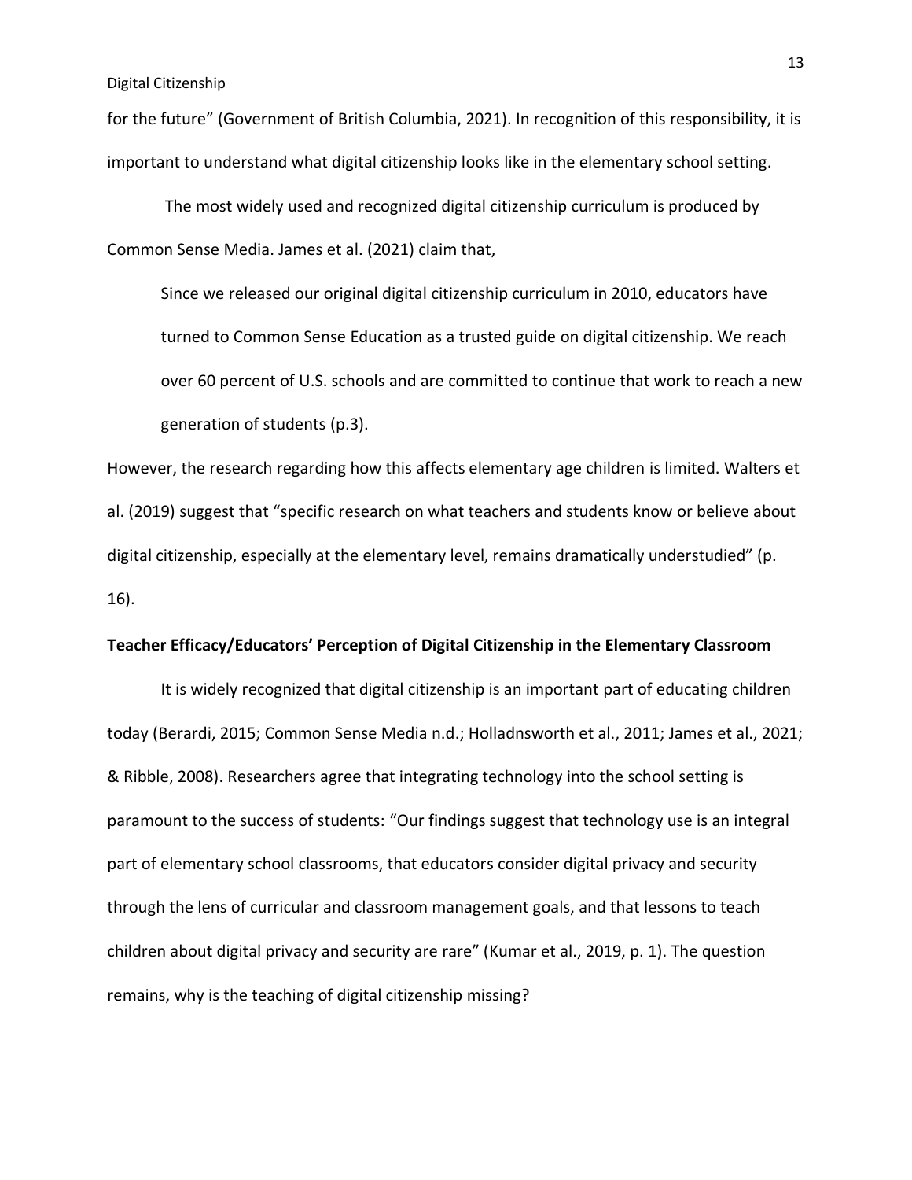for the future" (Government of British Columbia, 2021). In recognition of this responsibility, it is important to understand what digital citizenship looks like in the elementary school setting.

The most widely used and recognized digital citizenship curriculum is produced by Common Sense Media. James et al. (2021) claim that,

> Since we released our original digital citizenship curriculum in 2010, educators have turned to Common Sense Education as a trusted guide on digital citizenship. We reach over 60 percent of U.S. schools and are committed to continue that work to reach a new generation of students (p.3).

However, the research regarding how this affects elementary age children is limited. Walters et al. (2019) suggest that "specific research on what teachers and students know or believe about digital citizenship, especially at the elementary level, remains dramatically understudied" (p. 16).

**Teacher Efficacy/Educators' Perception of Digital Citizenship in the Elementary Classroom**

It is widely recognized that digital citizenship is an important part of educating children today (Berardi, 2015; Common Sense Media n.d.; Holladnsworth et al., 2011; James et al., 2021; & Ribble, 2008). Researchers agree that integrating technology into the school setting is paramount to the success of students: "Our findings suggest that technology use is an integral part of elementary school classrooms, that educators consider digital privacy and security through the lens of curricular and classroom management goals, and that lessons to teach children about digital privacy and security are rare" (Kumar et al., 2019, p. 1). The question remains, why is the teaching of digital citizenship missing?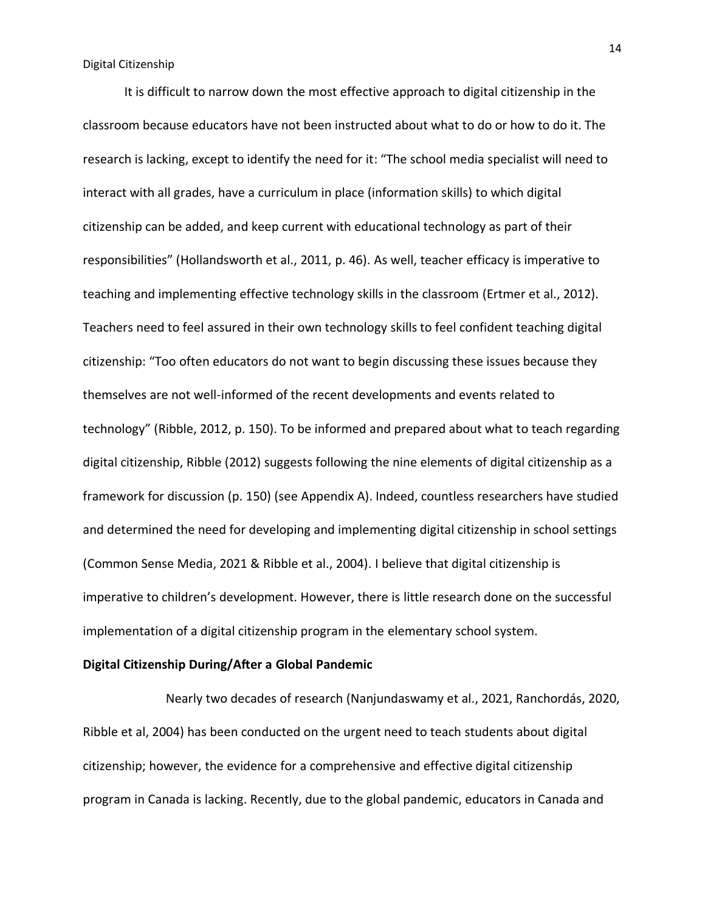It is difficult to narrow down the most effective approach to digital citizenship in the classroom because educators have not been instructed about what to do or how to do it. The research is lacking, except to identify the need for it: "The school media specialist will need to interact with all grades, have a curriculum in place (information skills) to which digital citizenship can be added, and keep current with educational technology as part of their responsibilities" (Hollandsworth et al., 2011, p. 46). As well, teacher efficacy is imperative to teaching and implementing effective technology skills in the classroom (Ertmer et al., 2012). Teachers need to feel assured in their own technology skills to feel confident teaching digital citizenship: "Too often educators do not want to begin discussing these issues because they themselves are not well-informed of the recent developments and events related to technology" (Ribble, 2012, p. 150). To be informed and prepared about what to teach regarding digital citizenship, Ribble (2012) suggests following the nine elements of digital citizenship as a framework for discussion (p. 150) (see Appendix A). Indeed, countless researchers have studied and determined the need for developing and implementing digital citizenship in school settings (Common Sense Media, 2021 & Ribble et al., 2004). I believe that digital citizenship is imperative to children's development. However, there is little research done on the successful implementation of a digital citizenship program in the elementary school system.

**Digital Citizenship During/After a Global Pandemic**

Nearly two decades of research (Nanjundaswamy et al., 2021, Ranchordás, 2020, Ribble et al, 2004) has been conducted on the urgent need to teach students about digital citizenship; however, the evidence for a comprehensive and effective digital citizenship program in Canada is lacking. Recently, due to the global pandemic, educators in Canada and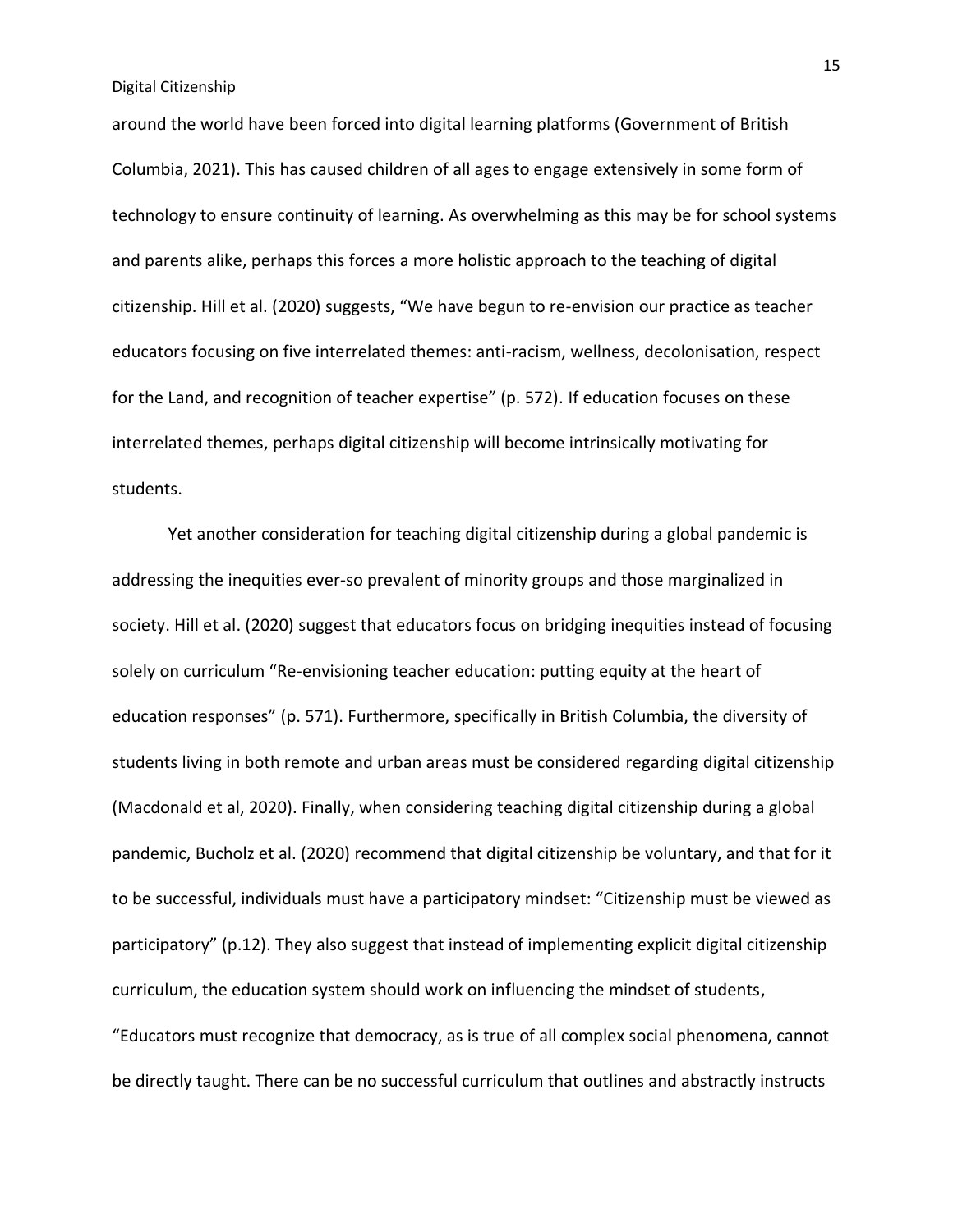around the world have been forced into digital learning platforms (Government of British Columbia, 2021). This has caused children of all ages to engage extensively in some form of technology to ensure continuity of learning. As overwhelming as this may be for school systems and parents alike, perhaps this forces a more holistic approach to the teaching of digital citizenship. Hill et al. (2020) suggests, “We have begun to re-envision our practice as teacher educators focusing on five interrelated themes: anti-racism, wellness, decolonisation, respect for the Land, and recognition of teacher expertise” (p. 572). If education focuses on these interrelated themes, perhaps digital citizenship will become intrinsically motivating for students.

Yet another consideration for teaching digital citizenship during a global pandemic is addressing the inequities ever-so prevalent of minority groups and those marginalized in society. Hill et al. (2020) suggest that educators focus on bridging inequities instead of focusing solely on curriculum “Re-envisioning teacher education: putting equity at the heart of education responses” (p. 571). Furthermore, specifically in British Columbia, the diversity of students living in both remote and urban areas must be considered regarding digital citizenship (Macdonald et al, 2020). Finally, when considering teaching digital citizenship during a global pandemic, Bucholz et al. (2020) recommend that digital citizenship be voluntary, and that for it to be successful, individuals must have a participatory mindset: “Citizenship must be viewed as participatory” (p.12). They also suggest that instead of implementing explicit digital citizenship curriculum, the education system should work on influencing the mindset of students, “Educators must recognize that democracy, as is true of all complex social phenomena, cannot be directly taught. There can be no successful curriculum that outlines and abstractly instructs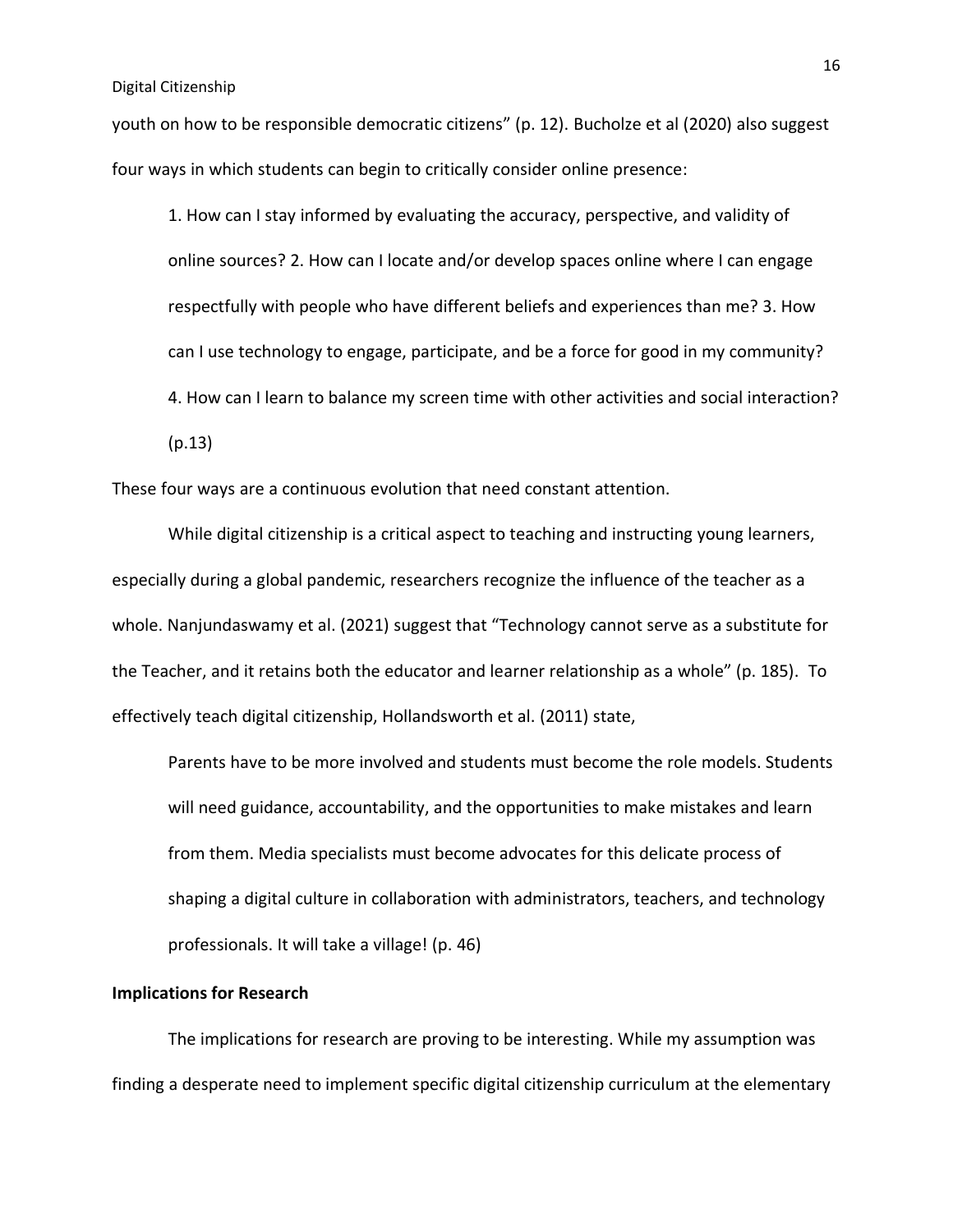youth on how to be responsible democratic citizens" (p. 12). Bucholze et al (2020) also suggest four ways in which students can begin to critically consider online presence:

> 1. How can I stay informed by evaluating the accuracy, perspective, and validity of online sources? 2. How can I locate and/or develop spaces online where I can engage respectfully with people who have different beliefs and experiences than me? 3. How can I use technology to engage, participate, and be a force for good in my community? 4. How can I learn to balance my screen time with other activities and social interaction? (p.13)

These four ways are a continuous evolution that need constant attention.

While digital citizenship is a critical aspect to teaching and instructing young learners, especially during a global pandemic, researchers recognize the influence of the teacher as a whole. Nanjundaswamy et al. (2021) suggest that "Technology cannot serve as a substitute for the Teacher, and it retains both the educator and learner relationship as a whole" (p. 185). To effectively teach digital citizenship, Hollandsworth et al. (2011) state,

> Parents have to be more involved and students must become the role models. Students will need guidance, accountability, and the opportunities to make mistakes and learn from them. Media specialists must become advocates for this delicate process of shaping a digital culture in collaboration with administrators, teachers, and technology professionals. It will take a village! (p. 46)

**Implications for Research**

The implications for research are proving to be interesting. While my assumption was finding a desperate need to implement specific digital citizenship curriculum at the elementary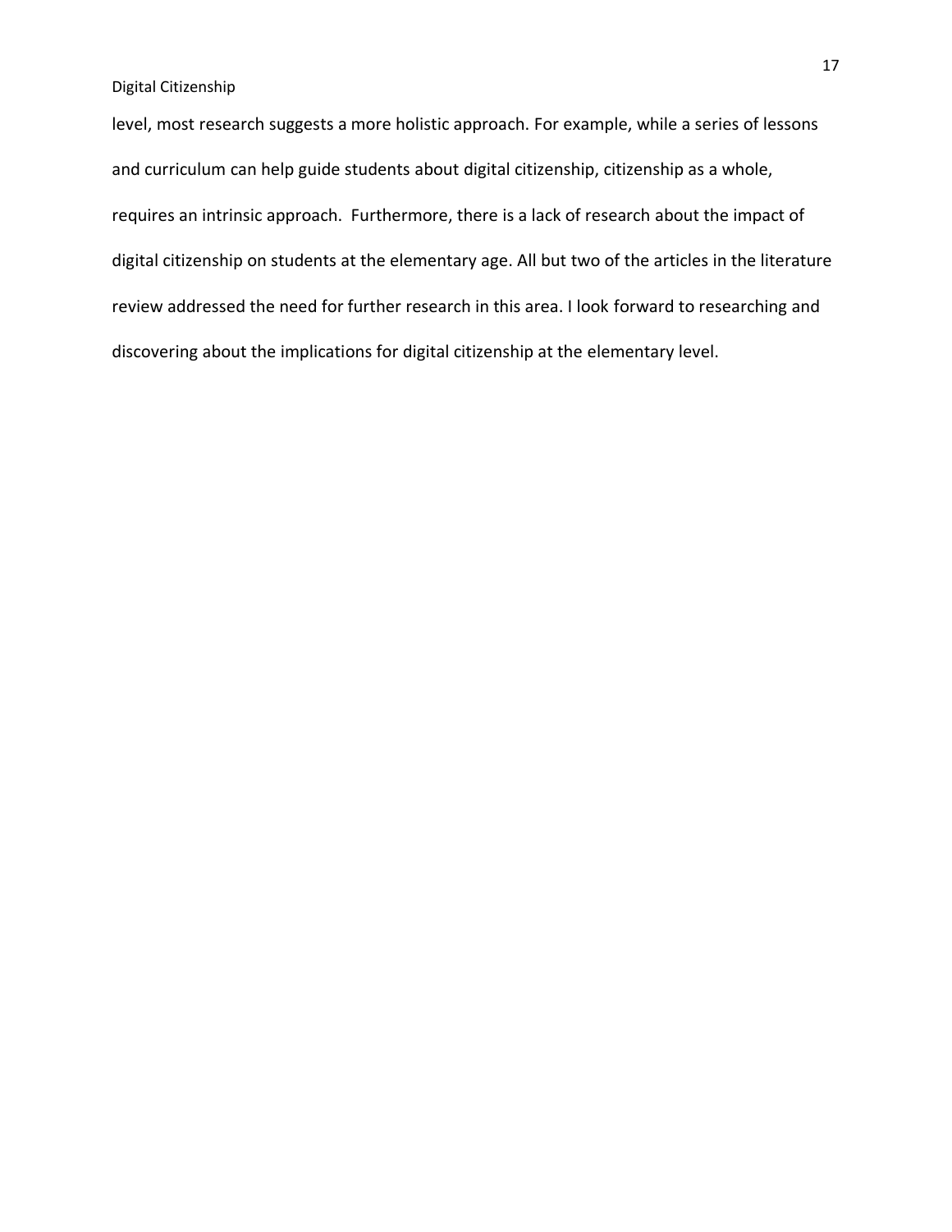level, most research suggests a more holistic approach. For example, while a series of lessons and curriculum can help guide students about digital citizenship, citizenship as a whole, requires an intrinsic approach.  Furthermore, there is a lack of research about the impact of digital citizenship on students at the elementary age. All but two of the articles in the literature review addressed the need for further research in this area. I look forward to researching and discovering about the implications for digital citizenship at the elementary level.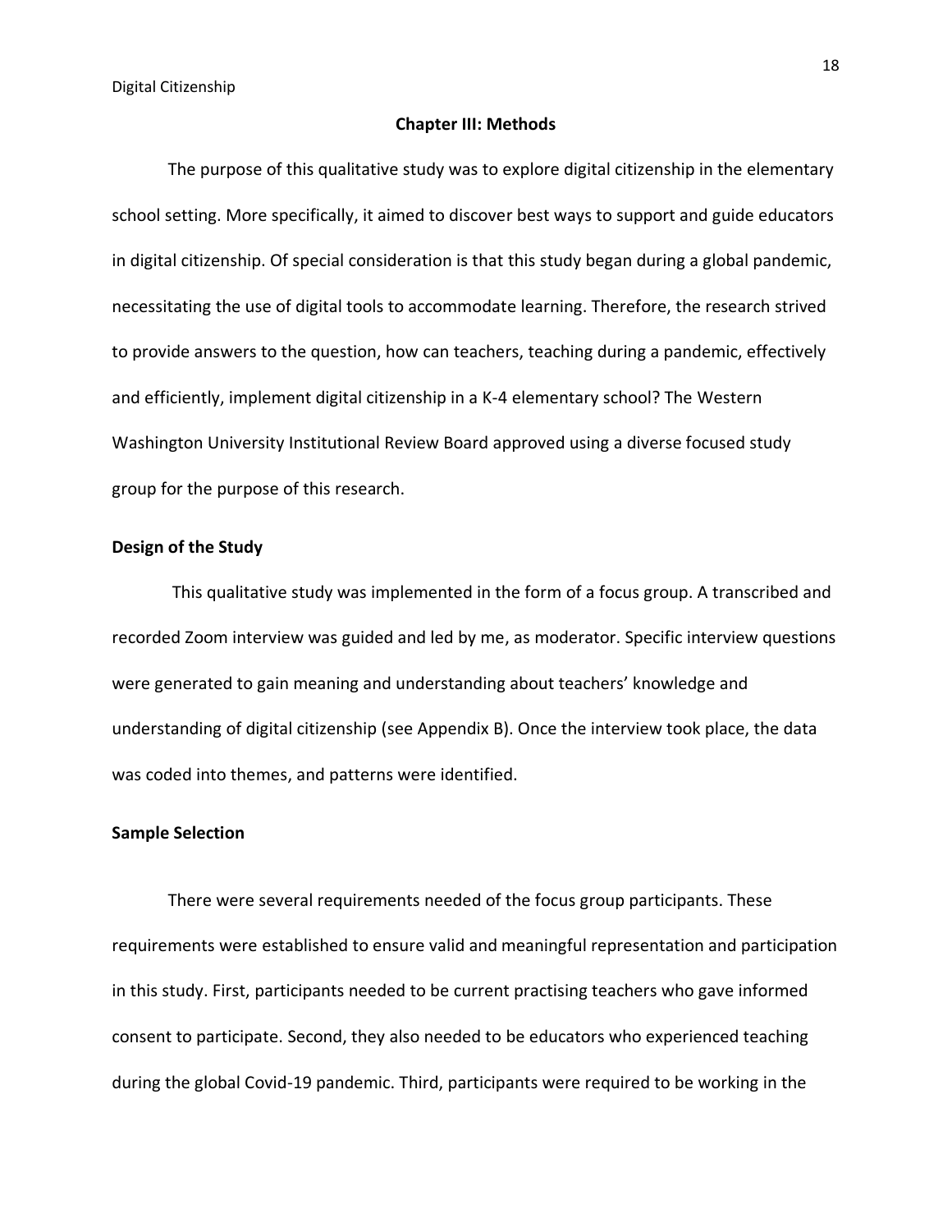## Chapter III: Methods

The purpose of this qualitative study was to explore digital citizenship in the elementary school setting. More specifically, it aimed to discover best ways to support and guide educators in digital citizenship. Of special consideration is that this study began during a global pandemic, necessitating the use of digital tools to accommodate learning. Therefore, the research strived to provide answers to the question, how can teachers, teaching during a pandemic, effectively and efficiently, implement digital citizenship in a K-4 elementary school? The Western Washington University Institutional Review Board approved using a diverse focused study group for the purpose of this research.

### Design of the Study

This qualitative study was implemented in the form of a focus group. A transcribed and recorded Zoom interview was guided and led by me, as moderator. Specific interview questions were generated to gain meaning and understanding about teachers' knowledge and understanding of digital citizenship (see Appendix B). Once the interview took place, the data was coded into themes, and patterns were identified.

### Sample Selection

There were several requirements needed of the focus group participants. These requirements were established to ensure valid and meaningful representation and participation in this study. First, participants needed to be current practising teachers who gave informed consent to participate. Second, they also needed to be educators who experienced teaching during the global Covid-19 pandemic. Third, participants were required to be working in the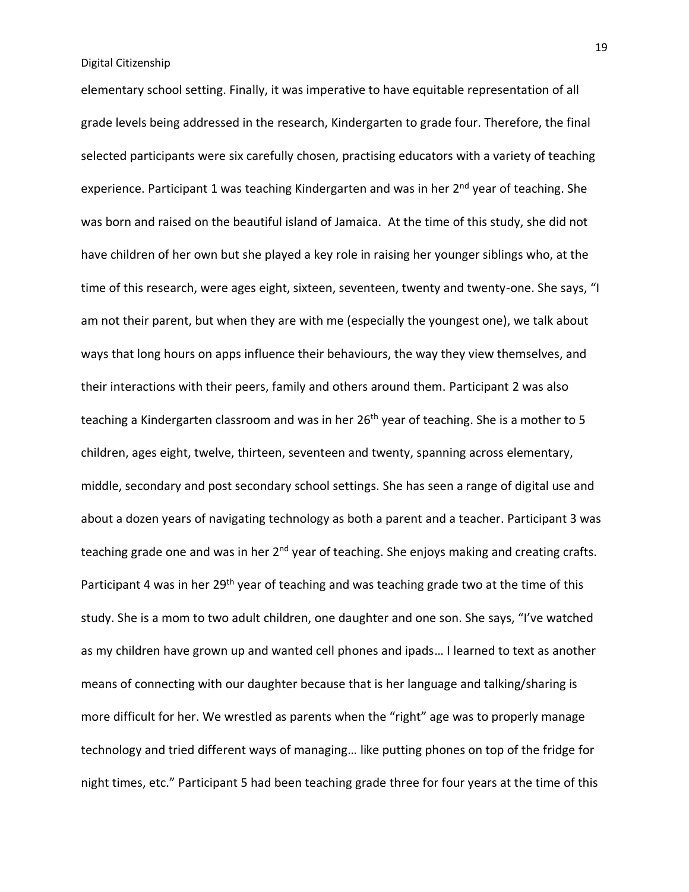elementary school setting. Finally, it was imperative to have equitable representation of all grade levels being addressed in the research, Kindergarten to grade four. Therefore, the final selected participants were six carefully chosen, practising educators with a variety of teaching experience. Participant 1 was teaching Kindergarten and was in her 2nd year of teaching. She was born and raised on the beautiful island of Jamaica. At the time of this study, she did not have children of her own but she played a key role in raising her younger siblings who, at the time of this research, were ages eight, sixteen, seventeen, twenty and twenty-one. She says, "I am not their parent, but when they are with me (especially the youngest one), we talk about ways that long hours on apps influence their behaviours, the way they view themselves, and their interactions with their peers, family and others around them. Participant 2 was also teaching a Kindergarten classroom and was in her 26th year of teaching. She is a mother to 5 children, ages eight, twelve, thirteen, seventeen and twenty, spanning across elementary, middle, secondary and post secondary school settings. She has seen a range of digital use and about a dozen years of navigating technology as both a parent and a teacher. Participant 3 was teaching grade one and was in her 2nd year of teaching. She enjoys making and creating crafts. Participant 4 was in her 29th year of teaching and was teaching grade two at the time of this study. She is a mom to two adult children, one daughter and one son. She says, "I've watched as my children have grown up and wanted cell phones and ipads… I learned to text as another means of connecting with our daughter because that is her language and talking/sharing is more difficult for her. We wrestled as parents when the "right" age was to properly manage technology and tried different ways of managing… like putting phones on top of the fridge for night times, etc." Participant 5 had been teaching grade three for four years at the time of this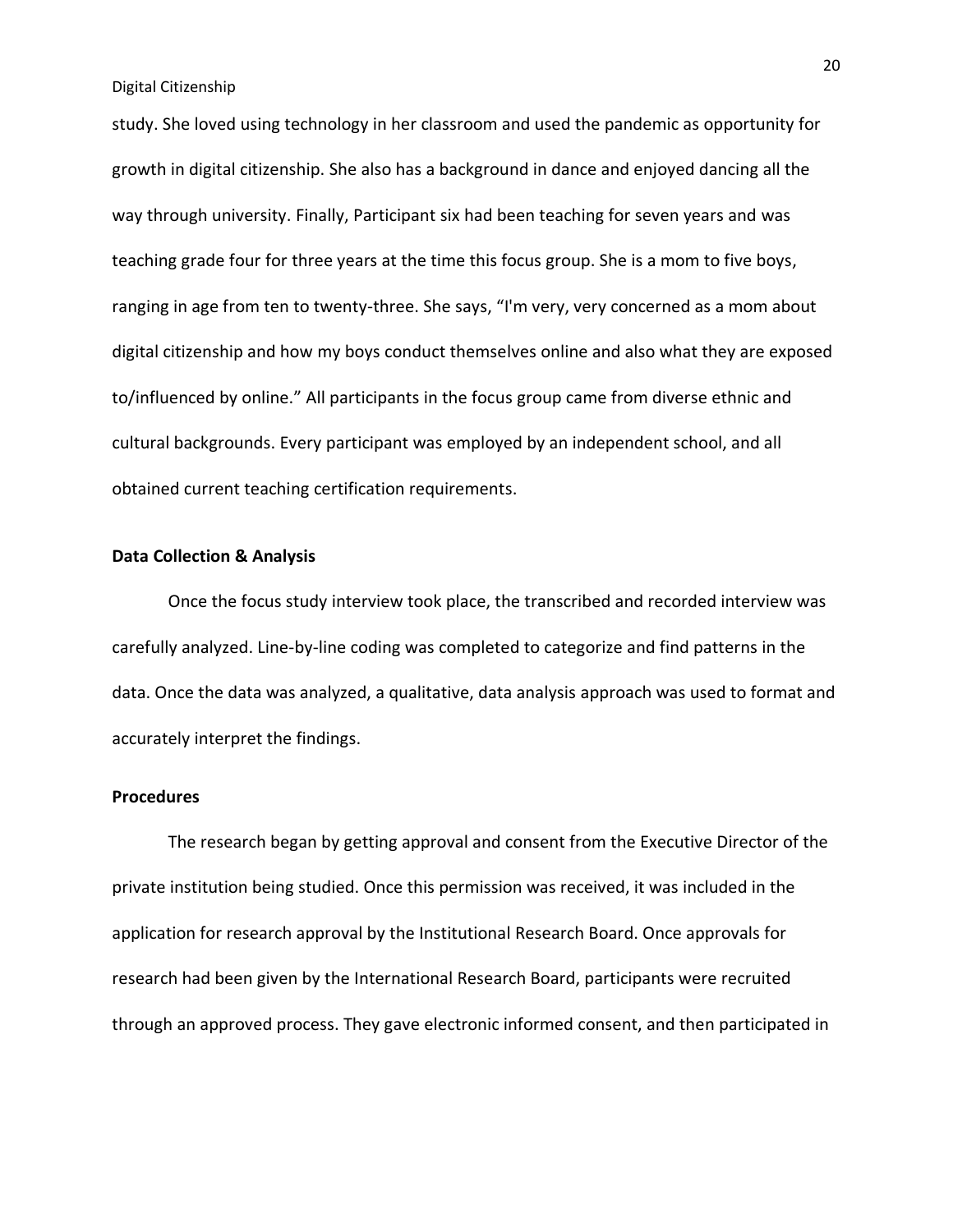study. She loved using technology in her classroom and used the pandemic as opportunity for growth in digital citizenship. She also has a background in dance and enjoyed dancing all the way through university. Finally, Participant six had been teaching for seven years and was teaching grade four for three years at the time this focus group. She is a mom to five boys, ranging in age from ten to twenty-three. She says, "I'm very, very concerned as a mom about digital citizenship and how my boys conduct themselves online and also what they are exposed to/influenced by online." All participants in the focus group came from diverse ethnic and cultural backgrounds. Every participant was employed by an independent school, and all obtained current teaching certification requirements.

**Data Collection & Analysis**

Once the focus study interview took place, the transcribed and recorded interview was carefully analyzed. Line-by-line coding was completed to categorize and find patterns in the data. Once the data was analyzed, a qualitative, data analysis approach was used to format and accurately interpret the findings.

**Procedures**

The research began by getting approval and consent from the Executive Director of the private institution being studied. Once this permission was received, it was included in the application for research approval by the Institutional Research Board. Once approvals for research had been given by the International Research Board, participants were recruited through an approved process. They gave electronic informed consent, and then participated in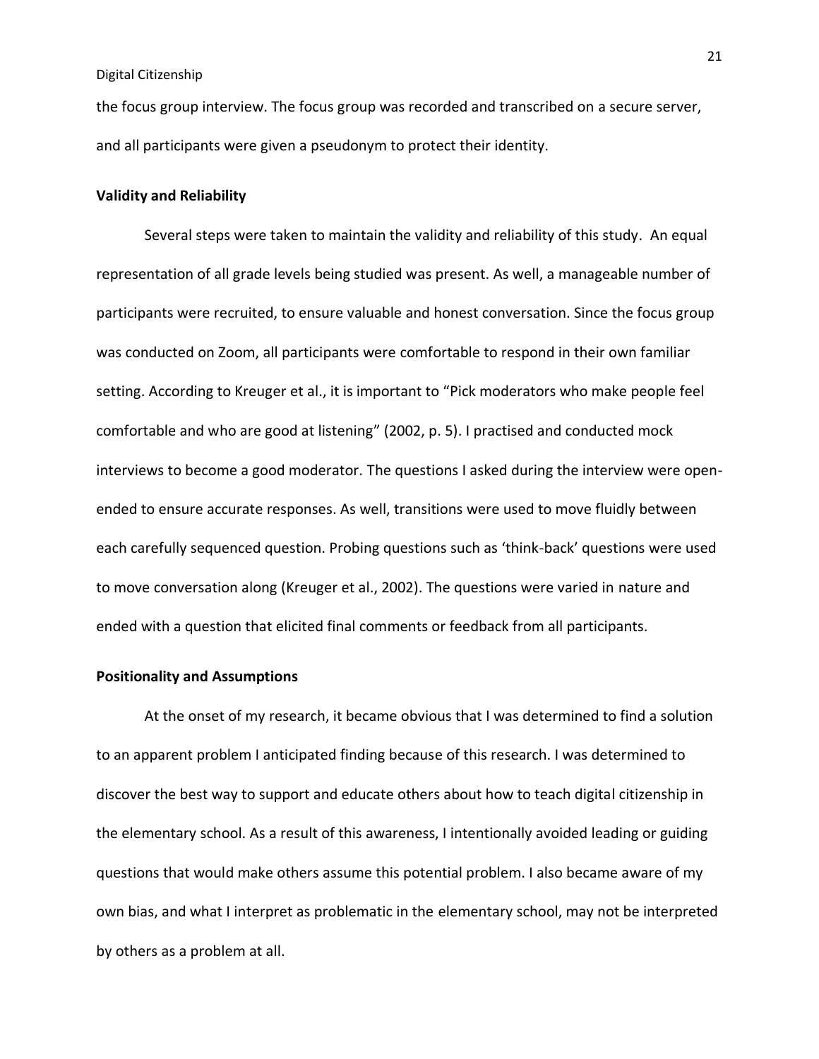the focus group interview. The focus group was recorded and transcribed on a secure server, and all participants were given a pseudonym to protect their identity.

### Validity and Reliability

Several steps were taken to maintain the validity and reliability of this study. An equal representation of all grade levels being studied was present. As well, a manageable number of participants were recruited, to ensure valuable and honest conversation. Since the focus group was conducted on Zoom, all participants were comfortable to respond in their own familiar setting. According to Kreuger et al., it is important to "Pick moderators who make people feel comfortable and who are good at listening" (2002, p. 5). I practised and conducted mock interviews to become a good moderator. The questions I asked during the interview were open-ended to ensure accurate responses. As well, transitions were used to move fluidly between each carefully sequenced question. Probing questions such as 'think-back' questions were used to move conversation along (Kreuger et al., 2002). The questions were varied in nature and ended with a question that elicited final comments or feedback from all participants.

### Positionality and Assumptions

At the onset of my research, it became obvious that I was determined to find a solution to an apparent problem I anticipated finding because of this research. I was determined to discover the best way to support and educate others about how to teach digital citizenship in the elementary school. As a result of this awareness, I intentionally avoided leading or guiding questions that would make others assume this potential problem. I also became aware of my own bias, and what I interpret as problematic in the elementary school, may not be interpreted by others as a problem at all.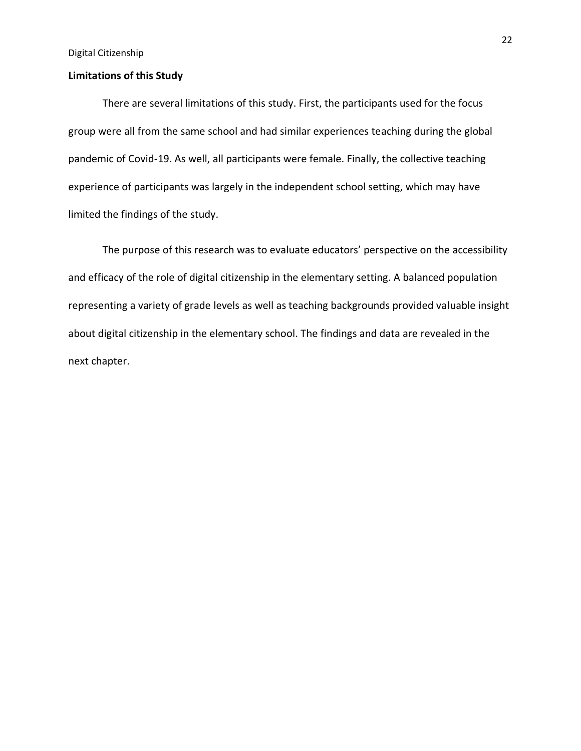**Limitations of this Study**

There are several limitations of this study. First, the participants used for the focus group were all from the same school and had similar experiences teaching during the global pandemic of Covid-19. As well, all participants were female. Finally, the collective teaching experience of participants was largely in the independent school setting, which may have limited the findings of the study.

The purpose of this research was to evaluate educators' perspective on the accessibility and efficacy of the role of digital citizenship in the elementary setting. A balanced population representing a variety of grade levels as well as teaching backgrounds provided valuable insight about digital citizenship in the elementary school. The findings and data are revealed in the next chapter.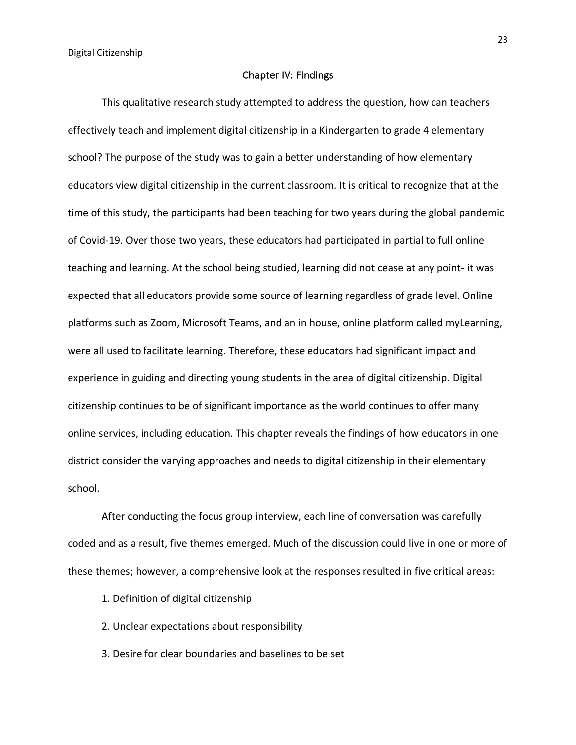# Chapter IV: Findings

This qualitative research study attempted to address the question, how can teachers effectively teach and implement digital citizenship in a Kindergarten to grade 4 elementary school? The purpose of the study was to gain a better understanding of how elementary educators view digital citizenship in the current classroom. It is critical to recognize that at the time of this study, the participants had been teaching for two years during the global pandemic of Covid-19. Over those two years, these educators had participated in partial to full online teaching and learning. At the school being studied, learning did not cease at any point- it was expected that all educators provide some source of learning regardless of grade level. Online platforms such as Zoom, Microsoft Teams, and an in house, online platform called myLearning, were all used to facilitate learning. Therefore, these educators had significant impact and experience in guiding and directing young students in the area of digital citizenship. Digital citizenship continues to be of significant importance as the world continues to offer many online services, including education. This chapter reveals the findings of how educators in one district consider the varying approaches and needs to digital citizenship in their elementary school.

After conducting the focus group interview, each line of conversation was carefully coded and as a result, five themes emerged. Much of the discussion could live in one or more of these themes; however, a comprehensive look at the responses resulted in five critical areas:

1. Definition of digital citizenship
2. Unclear expectations about responsibility
3. Desire for clear boundaries and baselines to be set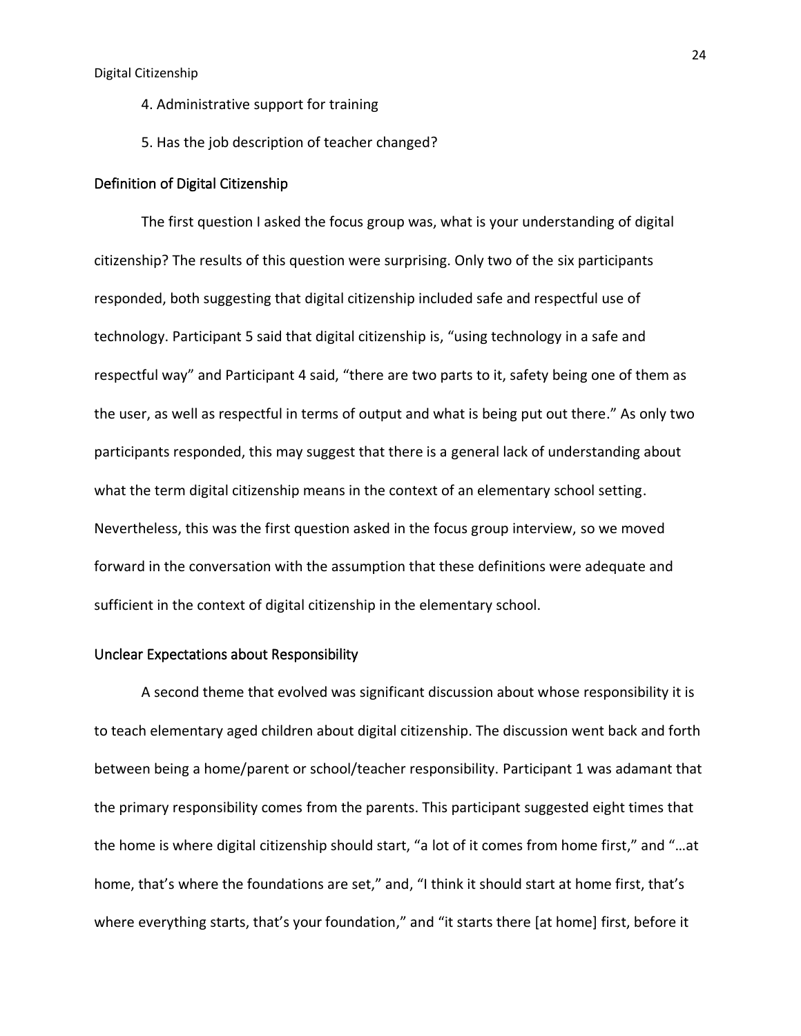4. Administrative support for training

5. Has the job description of teacher changed?

## Definition of Digital Citizenship

The first question I asked the focus group was, what is your understanding of digital citizenship? The results of this question were surprising. Only two of the six participants responded, both suggesting that digital citizenship included safe and respectful use of technology. Participant 5 said that digital citizenship is, "using technology in a safe and respectful way" and Participant 4 said, "there are two parts to it, safety being one of them as the user, as well as respectful in terms of output and what is being put out there." As only two participants responded, this may suggest that there is a general lack of understanding about what the term digital citizenship means in the context of an elementary school setting. Nevertheless, this was the first question asked in the focus group interview, so we moved forward in the conversation with the assumption that these definitions were adequate and sufficient in the context of digital citizenship in the elementary school.

## Unclear Expectations about Responsibility

A second theme that evolved was significant discussion about whose responsibility it is to teach elementary aged children about digital citizenship. The discussion went back and forth between being a home/parent or school/teacher responsibility. Participant 1 was adamant that the primary responsibility comes from the parents. This participant suggested eight times that the home is where digital citizenship should start, "a lot of it comes from home first," and "…at home, that's where the foundations are set," and, "I think it should start at home first, that's where everything starts, that's your foundation," and "it starts there [at home] first, before it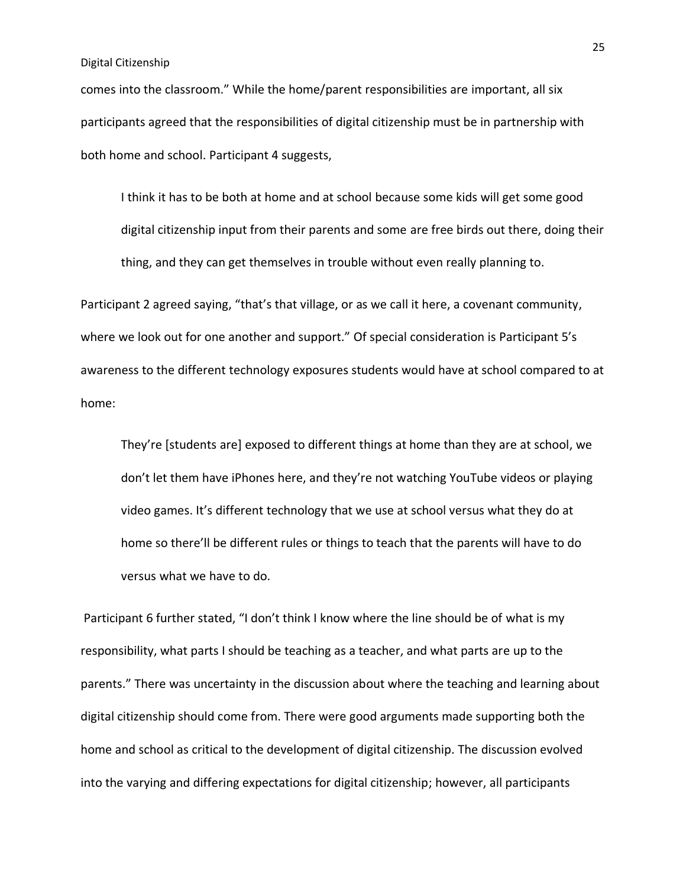comes into the classroom." While the home/parent responsibilities are important, all six participants agreed that the responsibilities of digital citizenship must be in partnership with both home and school. Participant 4 suggests,

> I think it has to be both at home and at school because some kids will get some good digital citizenship input from their parents and some are free birds out there, doing their thing, and they can get themselves in trouble without even really planning to.

Participant 2 agreed saying, "that's that village, or as we call it here, a covenant community, where we look out for one another and support." Of special consideration is Participant 5's awareness to the different technology exposures students would have at school compared to at home:

> They're [students are] exposed to different things at home than they are at school, we don't let them have iPhones here, and they're not watching YouTube videos or playing video games. It's different technology that we use at school versus what they do at home so there'll be different rules or things to teach that the parents will have to do versus what we have to do.

Participant 6 further stated, "I don't think I know where the line should be of what is my responsibility, what parts I should be teaching as a teacher, and what parts are up to the parents." There was uncertainty in the discussion about where the teaching and learning about digital citizenship should come from. There were good arguments made supporting both the home and school as critical to the development of digital citizenship. The discussion evolved into the varying and differing expectations for digital citizenship; however, all participants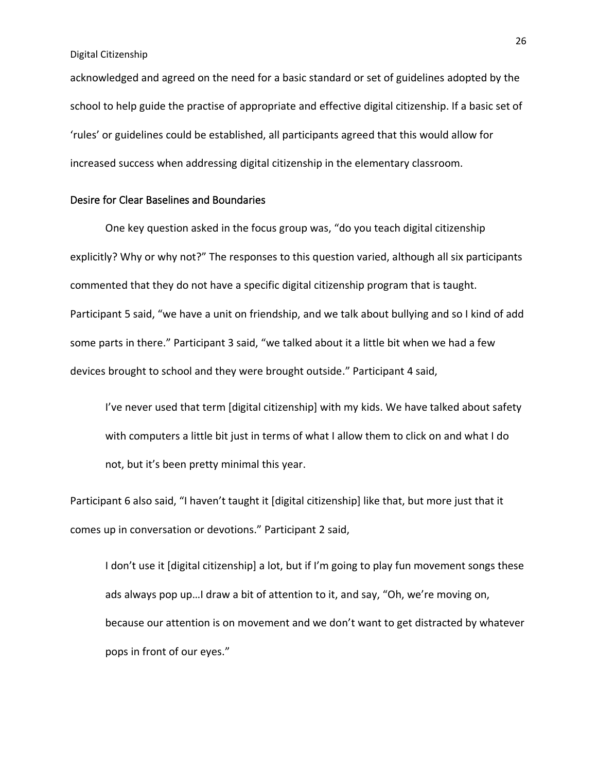acknowledged and agreed on the need for a basic standard or set of guidelines adopted by the school to help guide the practise of appropriate and effective digital citizenship. If a basic set of 'rules' or guidelines could be established, all participants agreed that this would allow for increased success when addressing digital citizenship in the elementary classroom.

## Desire for Clear Baselines and Boundaries

One key question asked in the focus group was, "do you teach digital citizenship explicitly? Why or why not?" The responses to this question varied, although all six participants commented that they do not have a specific digital citizenship program that is taught. Participant 5 said, "we have a unit on friendship, and we talk about bullying and so I kind of add some parts in there." Participant 3 said, "we talked about it a little bit when we had a few devices brought to school and they were brought outside." Participant 4 said,

> I've never used that term [digital citizenship] with my kids. We have talked about safety with computers a little bit just in terms of what I allow them to click on and what I do not, but it's been pretty minimal this year.

Participant 6 also said, "I haven't taught it [digital citizenship] like that, but more just that it comes up in conversation or devotions." Participant 2 said,

> I don't use it [digital citizenship] a lot, but if I'm going to play fun movement songs these ads always pop up…I draw a bit of attention to it, and say, "Oh, we're moving on, because our attention is on movement and we don't want to get distracted by whatever pops in front of our eyes."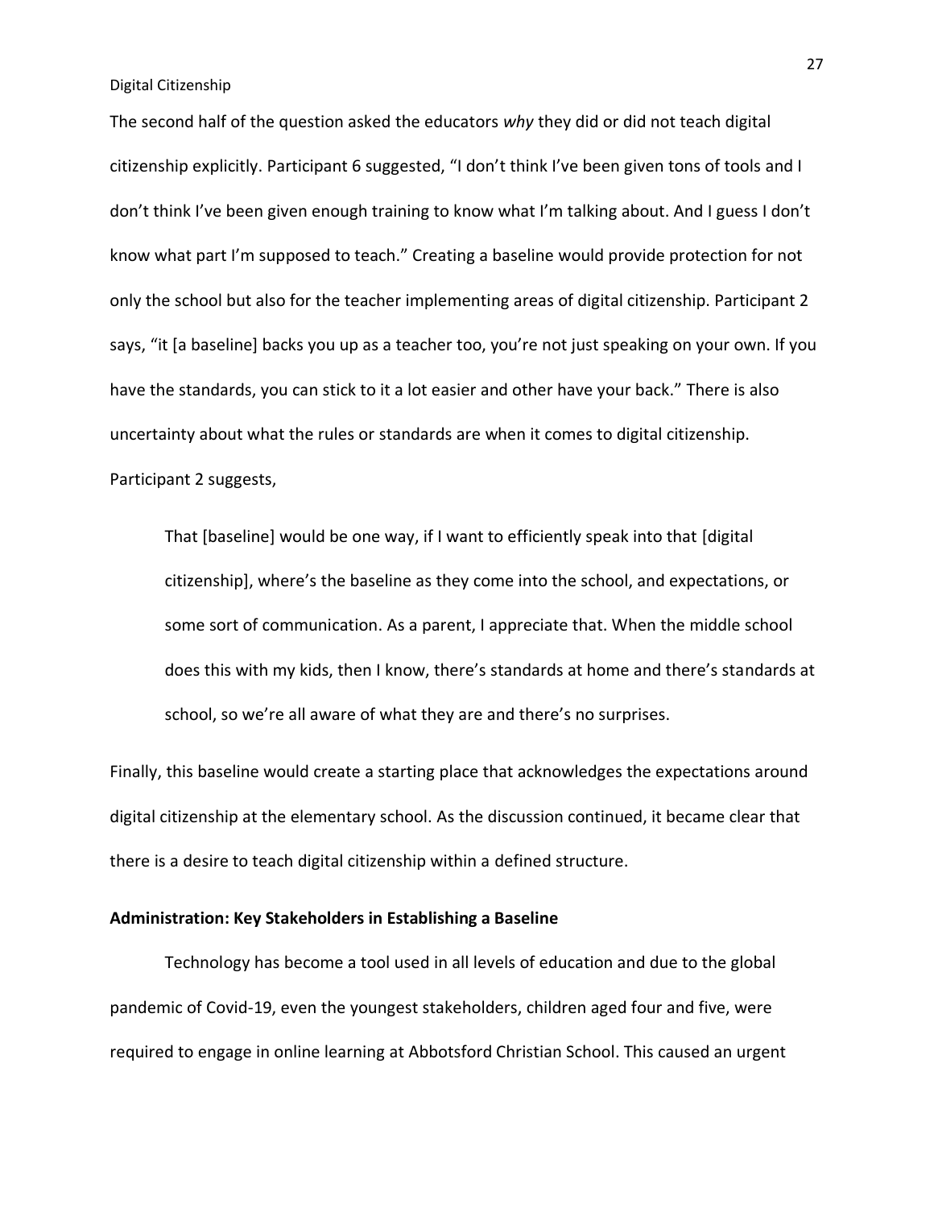The second half of the question asked the educators *why* they did or did not teach digital citizenship explicitly. Participant 6 suggested, "I don't think I've been given tons of tools and I don't think I've been given enough training to know what I'm talking about. And I guess I don't know what part I'm supposed to teach." Creating a baseline would provide protection for not only the school but also for the teacher implementing areas of digital citizenship. Participant 2 says, "it [a baseline] backs you up as a teacher too, you're not just speaking on your own. If you have the standards, you can stick to it a lot easier and other have your back." There is also uncertainty about what the rules or standards are when it comes to digital citizenship. Participant 2 suggests,

> That [baseline] would be one way, if I want to efficiently speak into that [digital citizenship], where's the baseline as they come into the school, and expectations, or some sort of communication. As a parent, I appreciate that. When the middle school does this with my kids, then I know, there's standards at home and there's standards at school, so we're all aware of what they are and there's no surprises.

Finally, this baseline would create a starting place that acknowledges the expectations around digital citizenship at the elementary school. As the discussion continued, it became clear that there is a desire to teach digital citizenship within a defined structure.

**Administration: Key Stakeholders in Establishing a Baseline**

Technology has become a tool used in all levels of education and due to the global pandemic of Covid-19, even the youngest stakeholders, children aged four and five, were required to engage in online learning at Abbotsford Christian School. This caused an urgent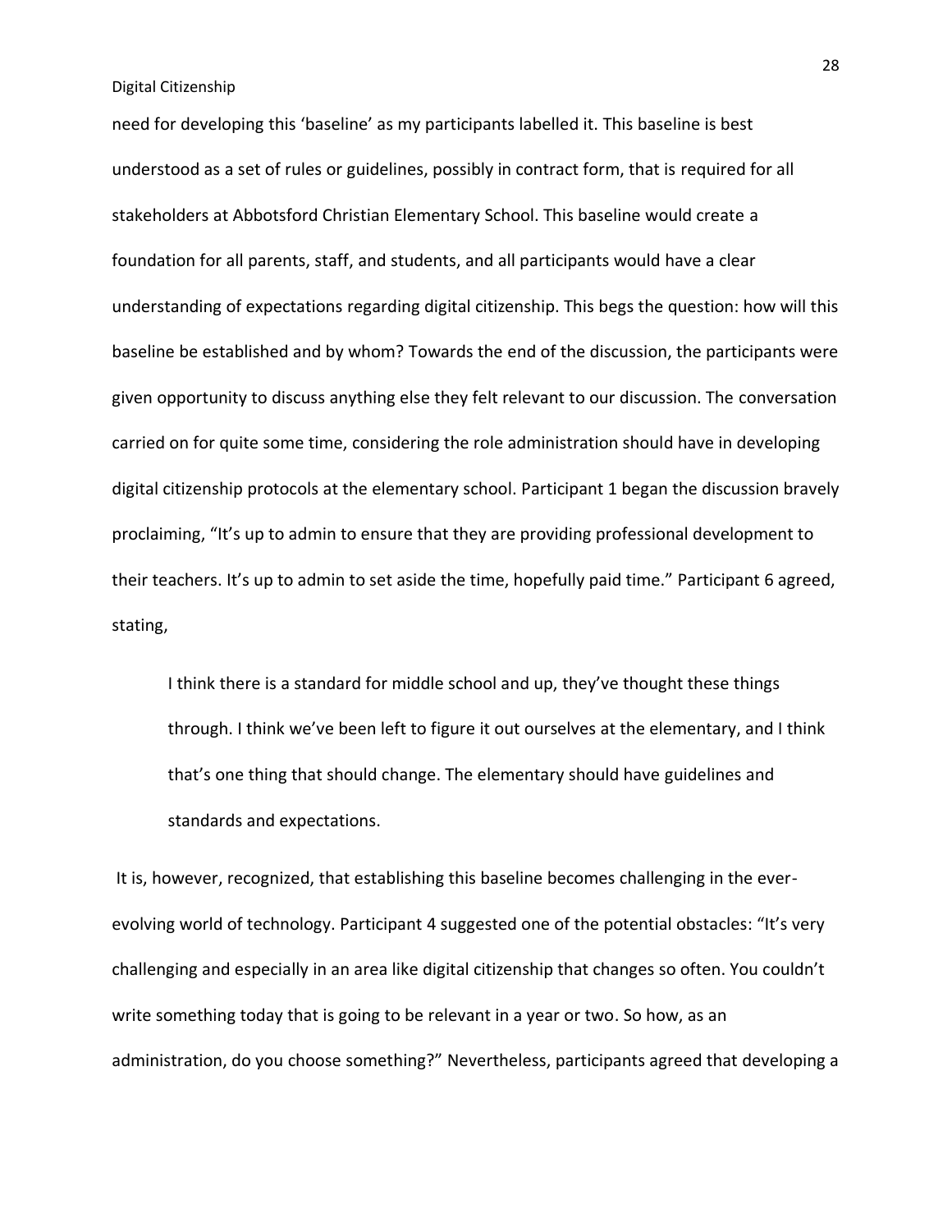need for developing this 'baseline' as my participants labelled it. This baseline is best understood as a set of rules or guidelines, possibly in contract form, that is required for all stakeholders at Abbotsford Christian Elementary School. This baseline would create a foundation for all parents, staff, and students, and all participants would have a clear understanding of expectations regarding digital citizenship. This begs the question: how will this baseline be established and by whom? Towards the end of the discussion, the participants were given opportunity to discuss anything else they felt relevant to our discussion. The conversation carried on for quite some time, considering the role administration should have in developing digital citizenship protocols at the elementary school. Participant 1 began the discussion bravely proclaiming, "It's up to admin to ensure that they are providing professional development to their teachers. It's up to admin to set aside the time, hopefully paid time." Participant 6 agreed, stating,

> I think there is a standard for middle school and up, they've thought these things through. I think we've been left to figure it out ourselves at the elementary, and I think that's one thing that should change. The elementary should have guidelines and standards and expectations.

It is, however, recognized, that establishing this baseline becomes challenging in the ever-evolving world of technology. Participant 4 suggested one of the potential obstacles: "It's very challenging and especially in an area like digital citizenship that changes so often. You couldn't write something today that is going to be relevant in a year or two. So how, as an administration, do you choose something?" Nevertheless, participants agreed that developing a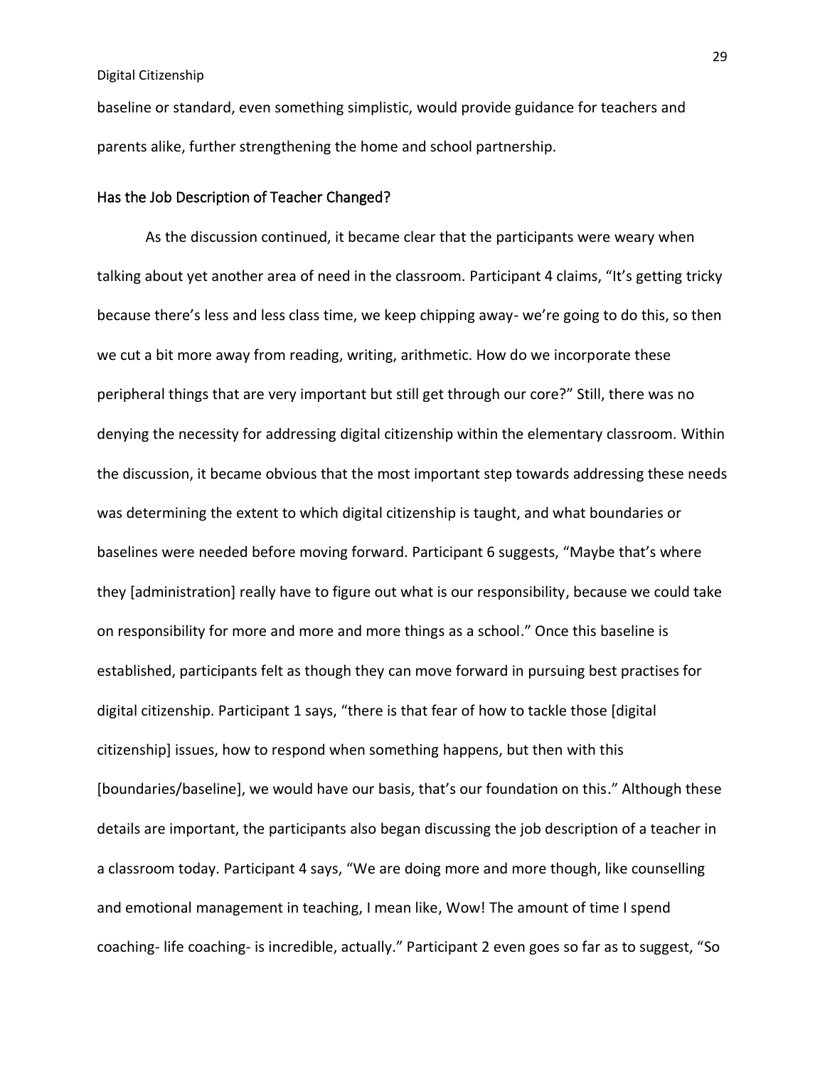baseline or standard, even something simplistic, would provide guidance for teachers and parents alike, further strengthening the home and school partnership.

## Has the Job Description of Teacher Changed?

As the discussion continued, it became clear that the participants were weary when talking about yet another area of need in the classroom. Participant 4 claims, “It’s getting tricky because there’s less and less class time, we keep chipping away- we’re going to do this, so then we cut a bit more away from reading, writing, arithmetic. How do we incorporate these peripheral things that are very important but still get through our core?” Still, there was no denying the necessity for addressing digital citizenship within the elementary classroom. Within the discussion, it became obvious that the most important step towards addressing these needs was determining the extent to which digital citizenship is taught, and what boundaries or baselines were needed before moving forward. Participant 6 suggests, “Maybe that’s where they [administration] really have to figure out what is our responsibility, because we could take on responsibility for more and more and more things as a school.” Once this baseline is established, participants felt as though they can move forward in pursuing best practises for digital citizenship. Participant 1 says, “there is that fear of how to tackle those [digital citizenship] issues, how to respond when something happens, but then with this [boundaries/baseline], we would have our basis, that’s our foundation on this.” Although these details are important, the participants also began discussing the job description of a teacher in a classroom today. Participant 4 says, “We are doing more and more though, like counselling and emotional management in teaching, I mean like, Wow! The amount of time I spend coaching- life coaching- is incredible, actually.” Participant 2 even goes so far as to suggest, “So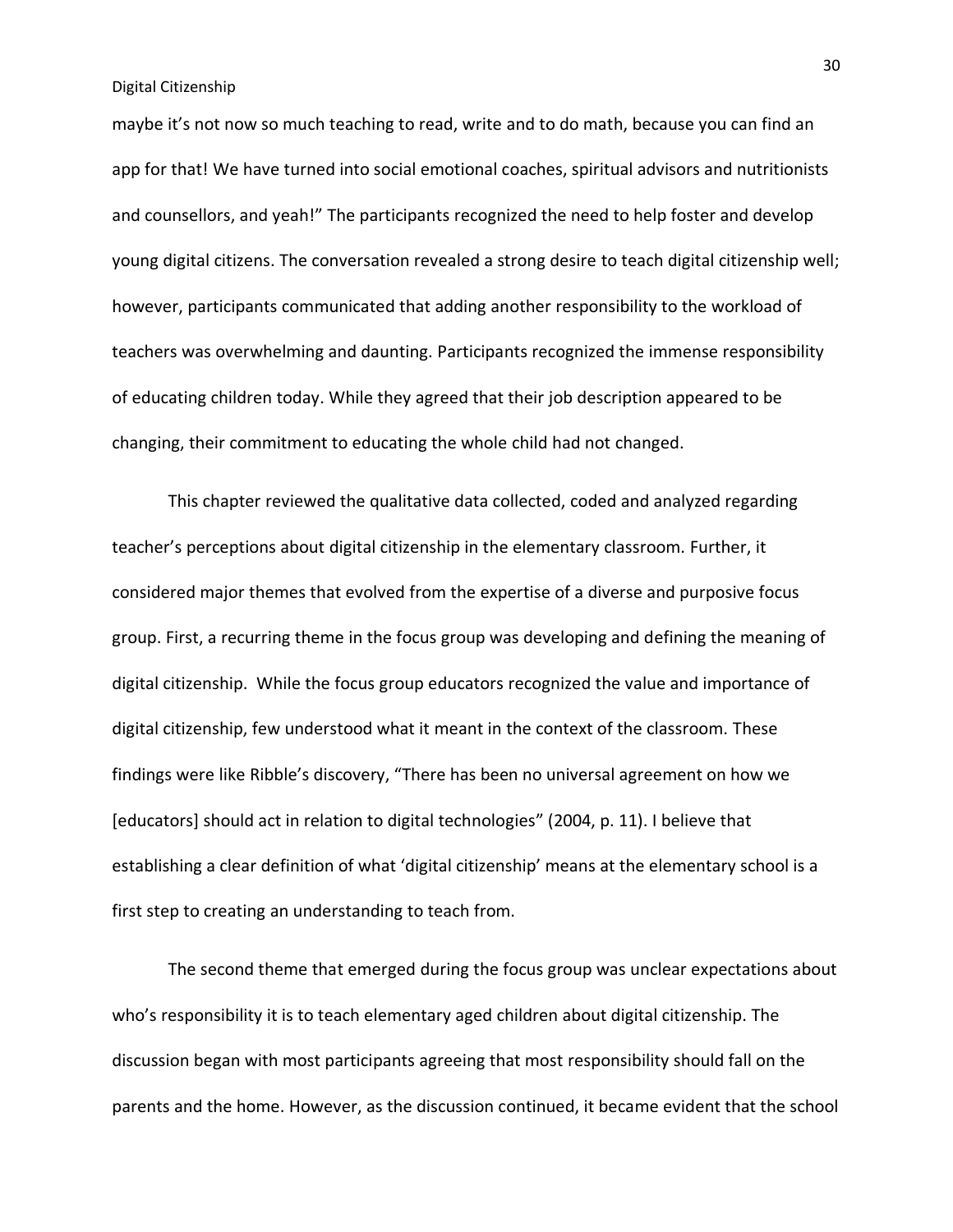maybe it's not now so much teaching to read, write and to do math, because you can find an app for that! We have turned into social emotional coaches, spiritual advisors and nutritionists and counsellors, and yeah!" The participants recognized the need to help foster and develop young digital citizens. The conversation revealed a strong desire to teach digital citizenship well; however, participants communicated that adding another responsibility to the workload of teachers was overwhelming and daunting. Participants recognized the immense responsibility of educating children today. While they agreed that their job description appeared to be changing, their commitment to educating the whole child had not changed.

This chapter reviewed the qualitative data collected, coded and analyzed regarding teacher's perceptions about digital citizenship in the elementary classroom. Further, it considered major themes that evolved from the expertise of a diverse and purposive focus group. First, a recurring theme in the focus group was developing and defining the meaning of digital citizenship. While the focus group educators recognized the value and importance of digital citizenship, few understood what it meant in the context of the classroom. These findings were like Ribble's discovery, "There has been no universal agreement on how we [educators] should act in relation to digital technologies" (2004, p. 11). I believe that establishing a clear definition of what 'digital citizenship' means at the elementary school is a first step to creating an understanding to teach from.

The second theme that emerged during the focus group was unclear expectations about who's responsibility it is to teach elementary aged children about digital citizenship. The discussion began with most participants agreeing that most responsibility should fall on the parents and the home. However, as the discussion continued, it became evident that the school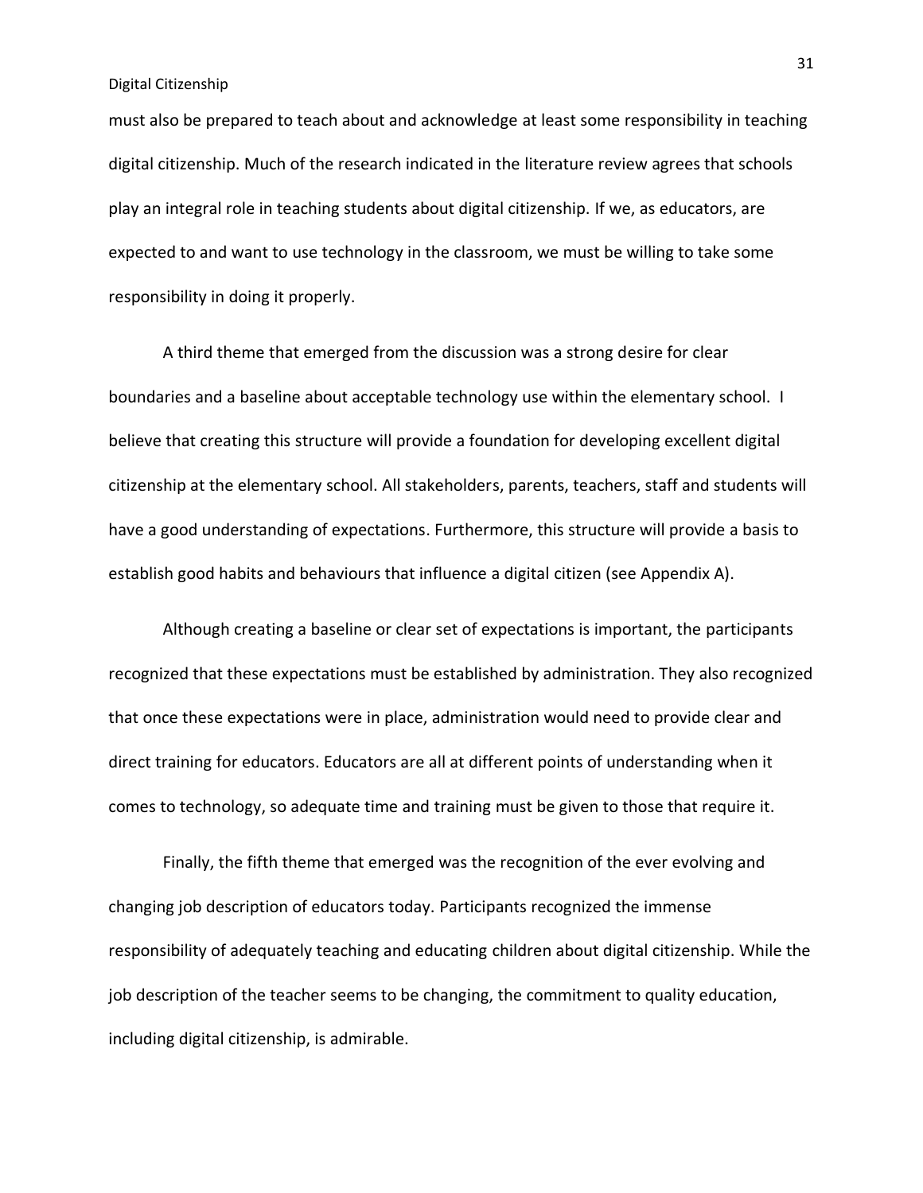must also be prepared to teach about and acknowledge at least some responsibility in teaching digital citizenship. Much of the research indicated in the literature review agrees that schools play an integral role in teaching students about digital citizenship. If we, as educators, are expected to and want to use technology in the classroom, we must be willing to take some responsibility in doing it properly.

A third theme that emerged from the discussion was a strong desire for clear boundaries and a baseline about acceptable technology use within the elementary school. I believe that creating this structure will provide a foundation for developing excellent digital citizenship at the elementary school. All stakeholders, parents, teachers, staff and students will have a good understanding of expectations. Furthermore, this structure will provide a basis to establish good habits and behaviours that influence a digital citizen (see Appendix A).

Although creating a baseline or clear set of expectations is important, the participants recognized that these expectations must be established by administration. They also recognized that once these expectations were in place, administration would need to provide clear and direct training for educators. Educators are all at different points of understanding when it comes to technology, so adequate time and training must be given to those that require it.

Finally, the fifth theme that emerged was the recognition of the ever evolving and changing job description of educators today. Participants recognized the immense responsibility of adequately teaching and educating children about digital citizenship. While the job description of the teacher seems to be changing, the commitment to quality education, including digital citizenship, is admirable.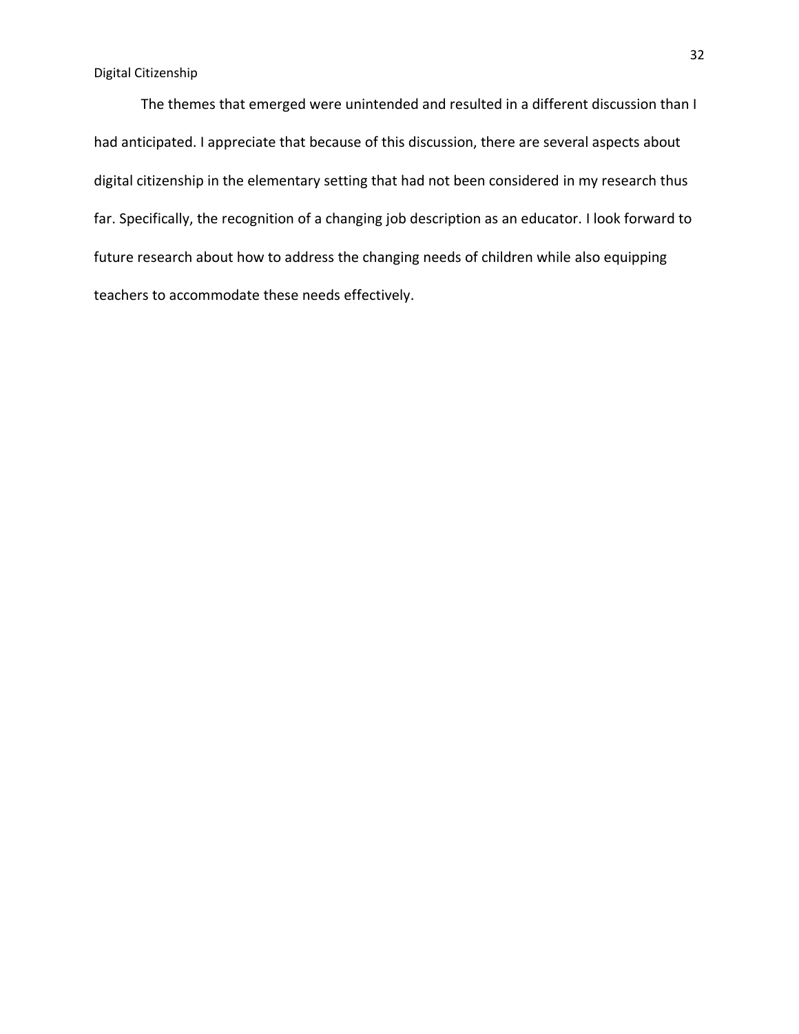The themes that emerged were unintended and resulted in a different discussion than I had anticipated. I appreciate that because of this discussion, there are several aspects about digital citizenship in the elementary setting that had not been considered in my research thus far. Specifically, the recognition of a changing job description as an educator. I look forward to future research about how to address the changing needs of children while also equipping teachers to accommodate these needs effectively.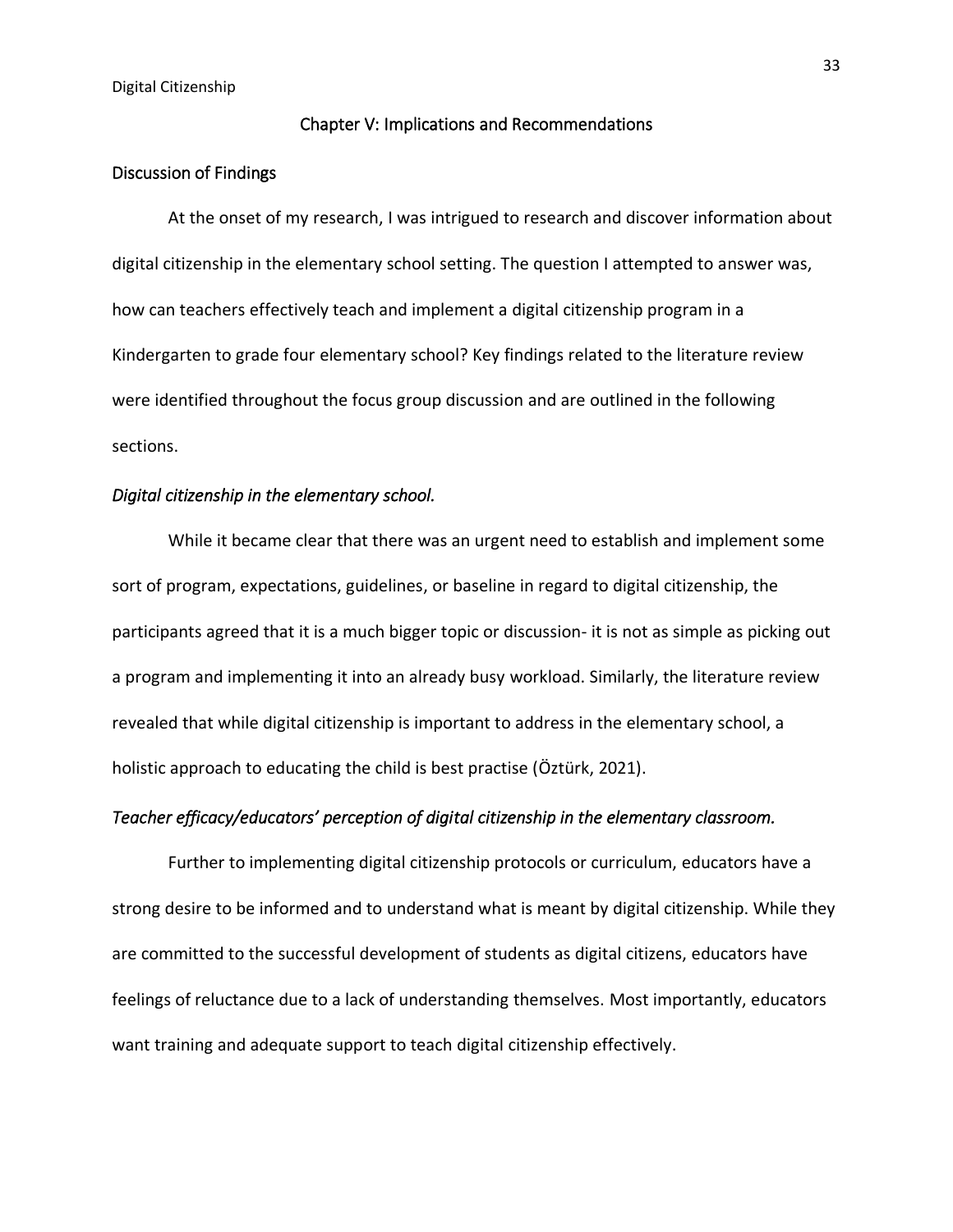## Chapter V: Implications and Recommendations

### Discussion of Findings

At the onset of my research, I was intrigued to research and discover information about digital citizenship in the elementary school setting. The question I attempted to answer was, how can teachers effectively teach and implement a digital citizenship program in a Kindergarten to grade four elementary school? Key findings related to the literature review were identified throughout the focus group discussion and are outlined in the following sections.

#### *Digital citizenship in the elementary school.*

While it became clear that there was an urgent need to establish and implement some sort of program, expectations, guidelines, or baseline in regard to digital citizenship, the participants agreed that it is a much bigger topic or discussion- it is not as simple as picking out a program and implementing it into an already busy workload. Similarly, the literature review revealed that while digital citizenship is important to address in the elementary school, a holistic approach to educating the child is best practise (Öztürk, 2021).

#### *Teacher efficacy/educators' perception of digital citizenship in the elementary classroom.*

Further to implementing digital citizenship protocols or curriculum, educators have a strong desire to be informed and to understand what is meant by digital citizenship. While they are committed to the successful development of students as digital citizens, educators have feelings of reluctance due to a lack of understanding themselves. Most importantly, educators want training and adequate support to teach digital citizenship effectively.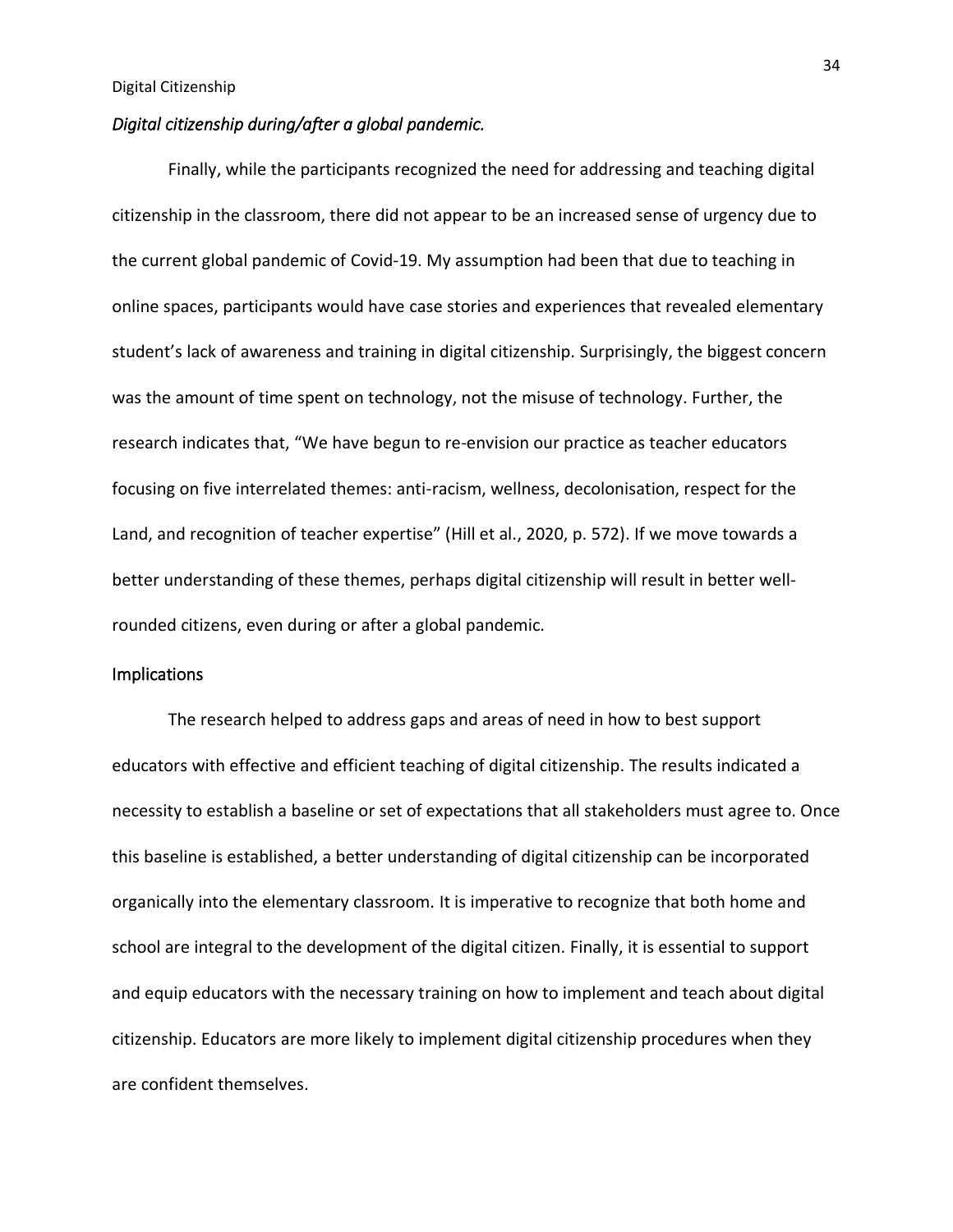### *Digital citizenship during/after a global pandemic.*

Finally, while the participants recognized the need for addressing and teaching digital citizenship in the classroom, there did not appear to be an increased sense of urgency due to the current global pandemic of Covid-19. My assumption had been that due to teaching in online spaces, participants would have case stories and experiences that revealed elementary student's lack of awareness and training in digital citizenship. Surprisingly, the biggest concern was the amount of time spent on technology, not the misuse of technology. Further, the research indicates that, "We have begun to re-envision our practice as teacher educators focusing on five interrelated themes: anti-racism, wellness, decolonisation, respect for the Land, and recognition of teacher expertise" (Hill et al., 2020, p. 572). If we move towards a better understanding of these themes, perhaps digital citizenship will result in better well-rounded citizens, even during or after a global pandemic.

## Implications

The research helped to address gaps and areas of need in how to best support educators with effective and efficient teaching of digital citizenship. The results indicated a necessity to establish a baseline or set of expectations that all stakeholders must agree to. Once this baseline is established, a better understanding of digital citizenship can be incorporated organically into the elementary classroom. It is imperative to recognize that both home and school are integral to the development of the digital citizen. Finally, it is essential to support and equip educators with the necessary training on how to implement and teach about digital citizenship. Educators are more likely to implement digital citizenship procedures when they are confident themselves.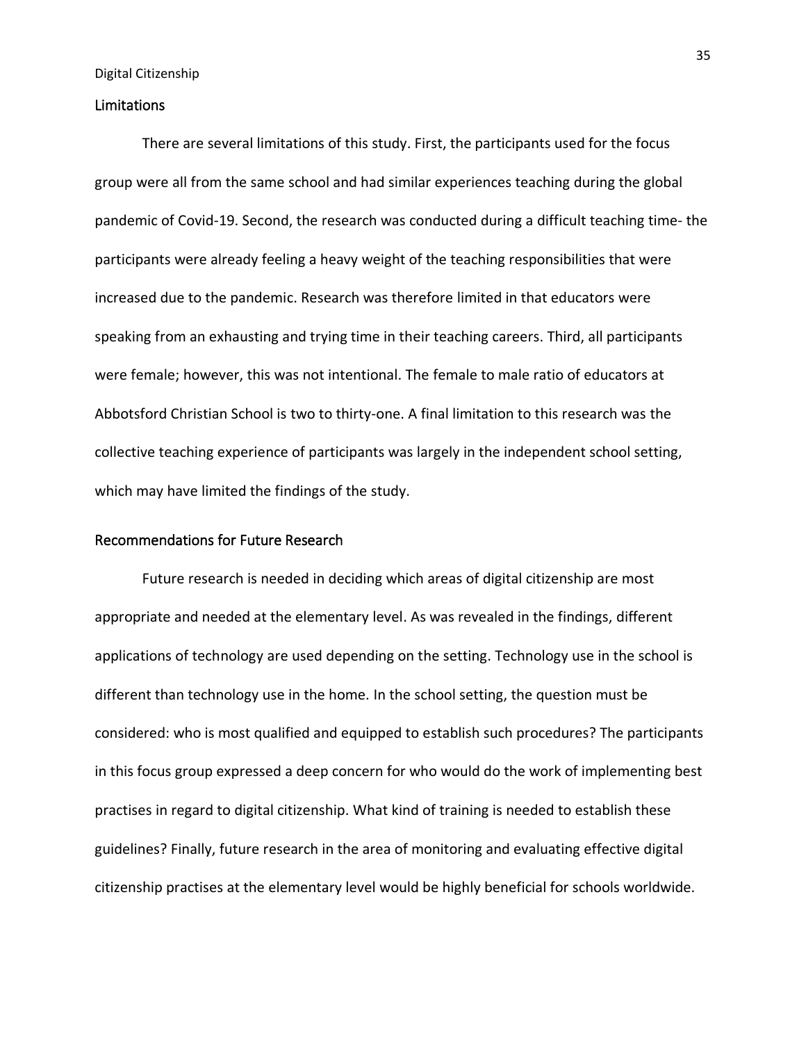## Limitations

There are several limitations of this study. First, the participants used for the focus group were all from the same school and had similar experiences teaching during the global pandemic of Covid-19. Second, the research was conducted during a difficult teaching time- the participants were already feeling a heavy weight of the teaching responsibilities that were increased due to the pandemic. Research was therefore limited in that educators were speaking from an exhausting and trying time in their teaching careers. Third, all participants were female; however, this was not intentional. The female to male ratio of educators at Abbotsford Christian School is two to thirty-one. A final limitation to this research was the collective teaching experience of participants was largely in the independent school setting, which may have limited the findings of the study.

## Recommendations for Future Research

Future research is needed in deciding which areas of digital citizenship are most appropriate and needed at the elementary level. As was revealed in the findings, different applications of technology are used depending on the setting. Technology use in the school is different than technology use in the home. In the school setting, the question must be considered: who is most qualified and equipped to establish such procedures? The participants in this focus group expressed a deep concern for who would do the work of implementing best practises in regard to digital citizenship. What kind of training is needed to establish these guidelines? Finally, future research in the area of monitoring and evaluating effective digital citizenship practises at the elementary level would be highly beneficial for schools worldwide.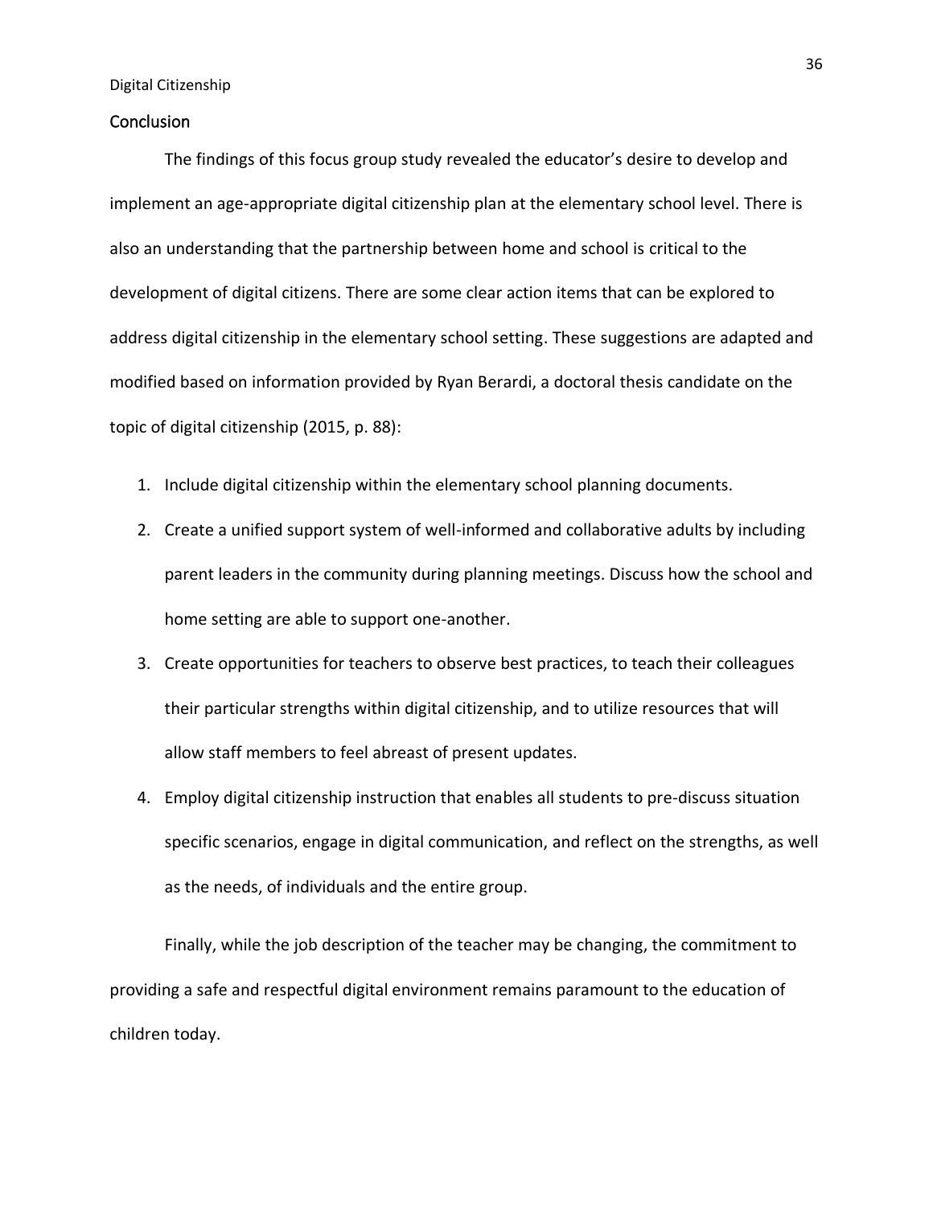## Conclusion

The findings of this focus group study revealed the educator's desire to develop and implement an age-appropriate digital citizenship plan at the elementary school level. There is also an understanding that the partnership between home and school is critical to the development of digital citizens. There are some clear action items that can be explored to address digital citizenship in the elementary school setting. These suggestions are adapted and modified based on information provided by Ryan Berardi, a doctoral thesis candidate on the topic of digital citizenship (2015, p. 88):

1. Include digital citizenship within the elementary school planning documents.
2. Create a unified support system of well-informed and collaborative adults by including parent leaders in the community during planning meetings. Discuss how the school and home setting are able to support one-another.
3. Create opportunities for teachers to observe best practices, to teach their colleagues their particular strengths within digital citizenship, and to utilize resources that will allow staff members to feel abreast of present updates.
4. Employ digital citizenship instruction that enables all students to pre-discuss situation specific scenarios, engage in digital communication, and reflect on the strengths, as well as the needs, of individuals and the entire group.

Finally, while the job description of the teacher may be changing, the commitment to providing a safe and respectful digital environment remains paramount to the education of children today.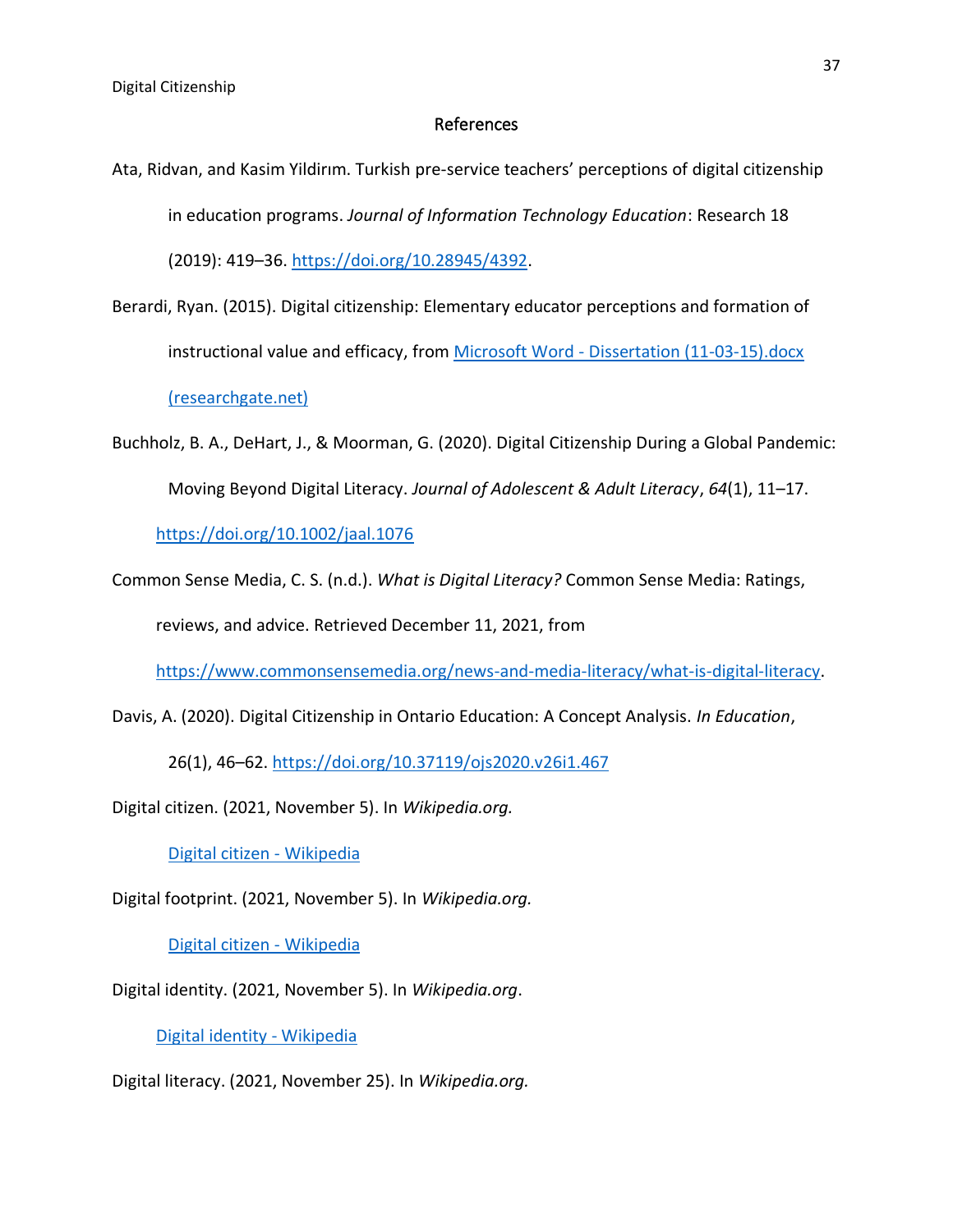## References

Ata, Ridvan, and Kasim Yildirım. Turkish pre-service teachers' perceptions of digital citizenship in education programs. *Journal of Information Technology Education*: Research 18 (2019): 419–36. https://doi.org/10.28945/4392.

Berardi, Ryan. (2015). Digital citizenship: Elementary educator perceptions and formation of instructional value and efficacy, from Microsoft Word - Dissertation (11-03-15).docx (researchgate.net)

Buchholz, B. A., DeHart, J., & Moorman, G. (2020). Digital Citizenship During a Global Pandemic: Moving Beyond Digital Literacy. *Journal of Adolescent & Adult Literacy*, *64*(1), 11–17. https://doi.org/10.1002/jaal.1076

Common Sense Media, C. S. (n.d.). *What is Digital Literacy?* Common Sense Media: Ratings, reviews, and advice. Retrieved December 11, 2021, from https://www.commonsensemedia.org/news-and-media-literacy/what-is-digital-literacy.

Davis, A. (2020). Digital Citizenship in Ontario Education: A Concept Analysis. *In Education*, 26(1), 46–62. https://doi.org/10.37119/ojs2020.v26i1.467

Digital citizen. (2021, November 5). In *Wikipedia.org.* Digital citizen - Wikipedia

Digital footprint. (2021, November 5). In *Wikipedia.org.* Digital citizen - Wikipedia

Digital identity. (2021, November 5). In *Wikipedia.org*. Digital identity - Wikipedia

Digital literacy. (2021, November 25). In *Wikipedia.org.*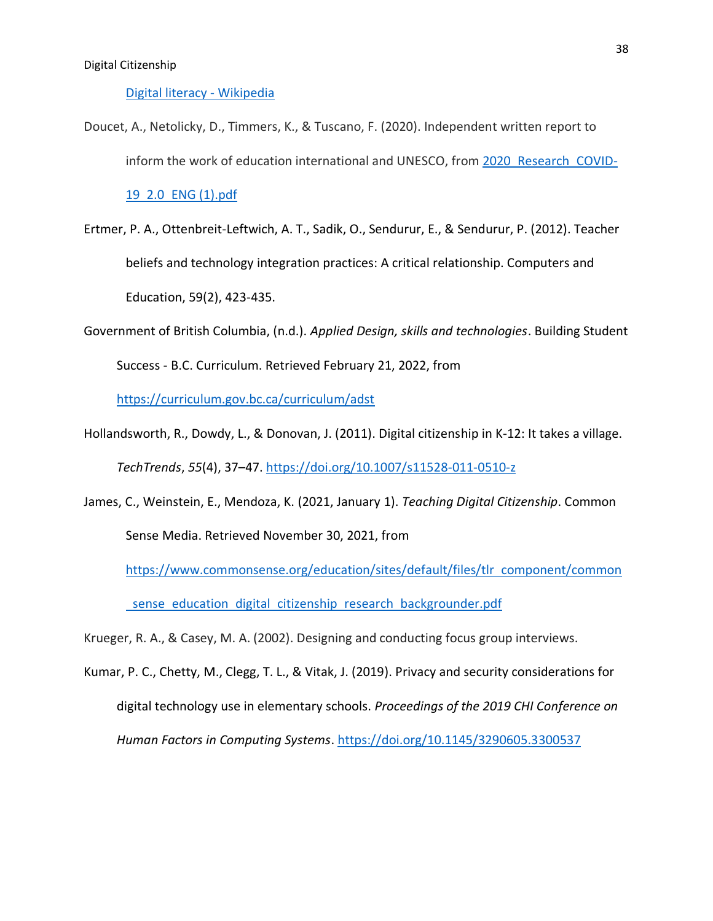[Digital literacy - Wikipedia](Digital literacy - Wikipedia)

Doucet, A., Netolicky, D., Timmers, K., & Tuscano, F. (2020). Independent written report to inform the work of education international and UNESCO, from 2020_Research_COVID-19_2.0_ENG (1).pdf

Ertmer, P. A., Ottenbreit-Leftwich, A. T., Sadik, O., Sendurur, E., & Sendurur, P. (2012). Teacher beliefs and technology integration practices: A critical relationship. Computers and Education, 59(2), 423-435.

Government of British Columbia, (n.d.). *Applied Design, skills and technologies*. Building Student Success - B.C. Curriculum. Retrieved February 21, 2022, from https://curriculum.gov.bc.ca/curriculum/adst

Hollandsworth, R., Dowdy, L., & Donovan, J. (2011). Digital citizenship in K-12: It takes a village. *TechTrends*, *55*(4), 37–47. https://doi.org/10.1007/s11528-011-0510-z

James, C., Weinstein, E., Mendoza, K. (2021, January 1). *Teaching Digital Citizenship*. Common Sense Media. Retrieved November 30, 2021, from https://www.commonsense.org/education/sites/default/files/tlr_component/common_sense_education_digital_citizenship_research_backgrounder.pdf

Krueger, R. A., & Casey, M. A. (2002). Designing and conducting focus group interviews.

Kumar, P. C., Chetty, M., Clegg, T. L., & Vitak, J. (2019). Privacy and security considerations for digital technology use in elementary schools. *Proceedings of the 2019 CHI Conference on Human Factors in Computing Systems*. https://doi.org/10.1145/3290605.3300537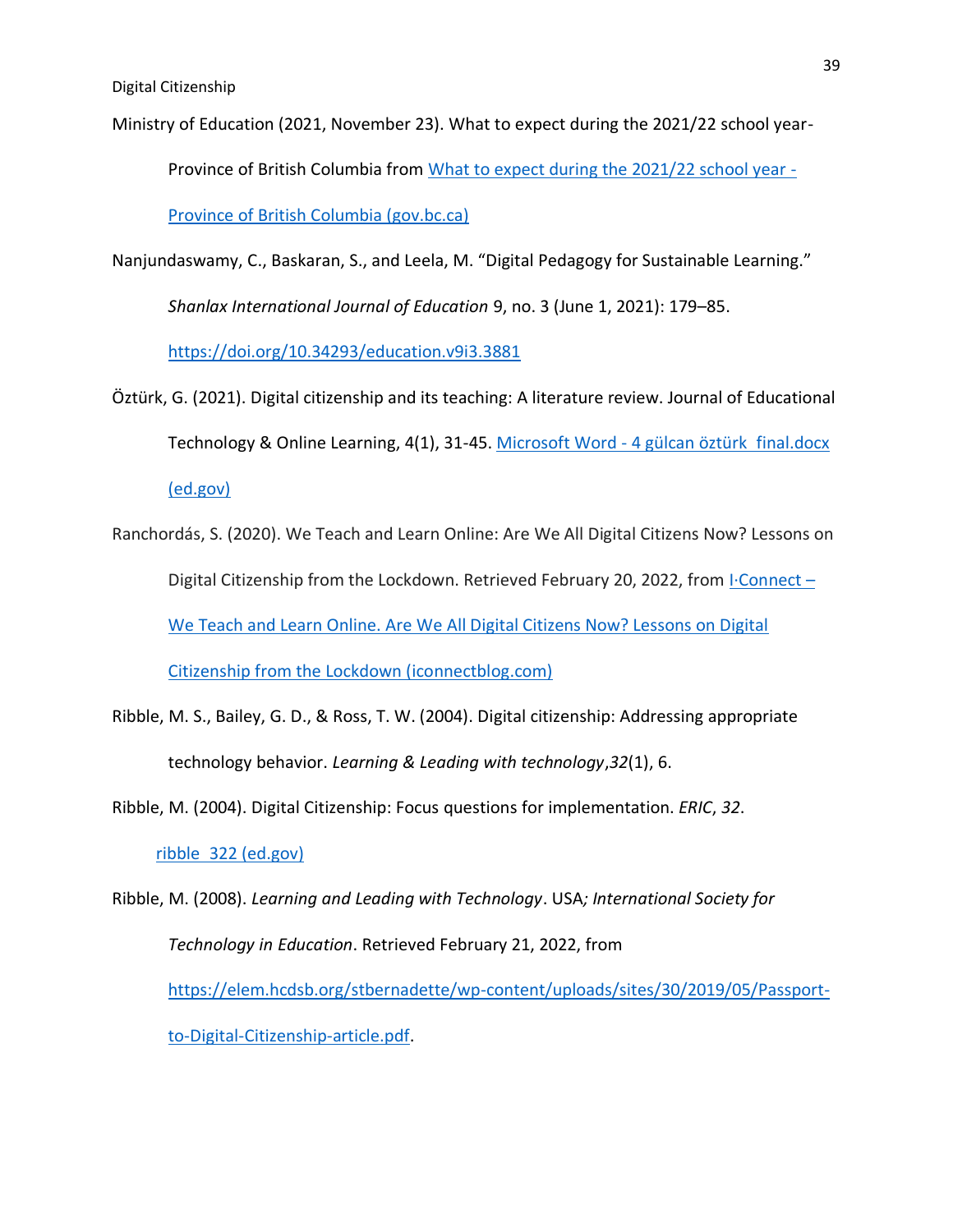Ministry of Education (2021, November 23). What to expect during the 2021/22 school year- Province of British Columbia from [What to expect during the 2021/22 school year - Province of British Columbia (gov.bc.ca)]

Nanjundaswamy, C., Baskaran, S., and Leela, M. "Digital Pedagogy for Sustainable Learning." *Shanlax International Journal of Education* 9, no. 3 (June 1, 2021): 179–85. https://doi.org/10.34293/education.v9i3.3881

Öztürk, G. (2021). Digital citizenship and its teaching: A literature review. Journal of Educational Technology & Online Learning, 4(1), 31-45. [Microsoft Word - 4 gülcan öztürk final.docx (ed.gov)]

Ranchordás, S. (2020). We Teach and Learn Online: Are We All Digital Citizens Now? Lessons on Digital Citizenship from the Lockdown. Retrieved February 20, 2022, from [I·Connect – We Teach and Learn Online. Are We All Digital Citizens Now? Lessons on Digital Citizenship from the Lockdown (iconnectblog.com)]

Ribble, M. S., Bailey, G. D., & Ross, T. W. (2004). Digital citizenship: Addressing appropriate technology behavior. *Learning & Leading with technology*,*32*(1), 6.

Ribble, M. (2004). Digital Citizenship: Focus questions for implementation. *ERIC*, *32*. [ribble 322 (ed.gov)]

Ribble, M. (2008). *Learning and Leading with Technology*. USA*; International Society for Technology in Education*. Retrieved February 21, 2022, from https://elem.hcdsb.org/stbernadette/wp-content/uploads/sites/30/2019/05/Passport-to-Digital-Citizenship-article.pdf.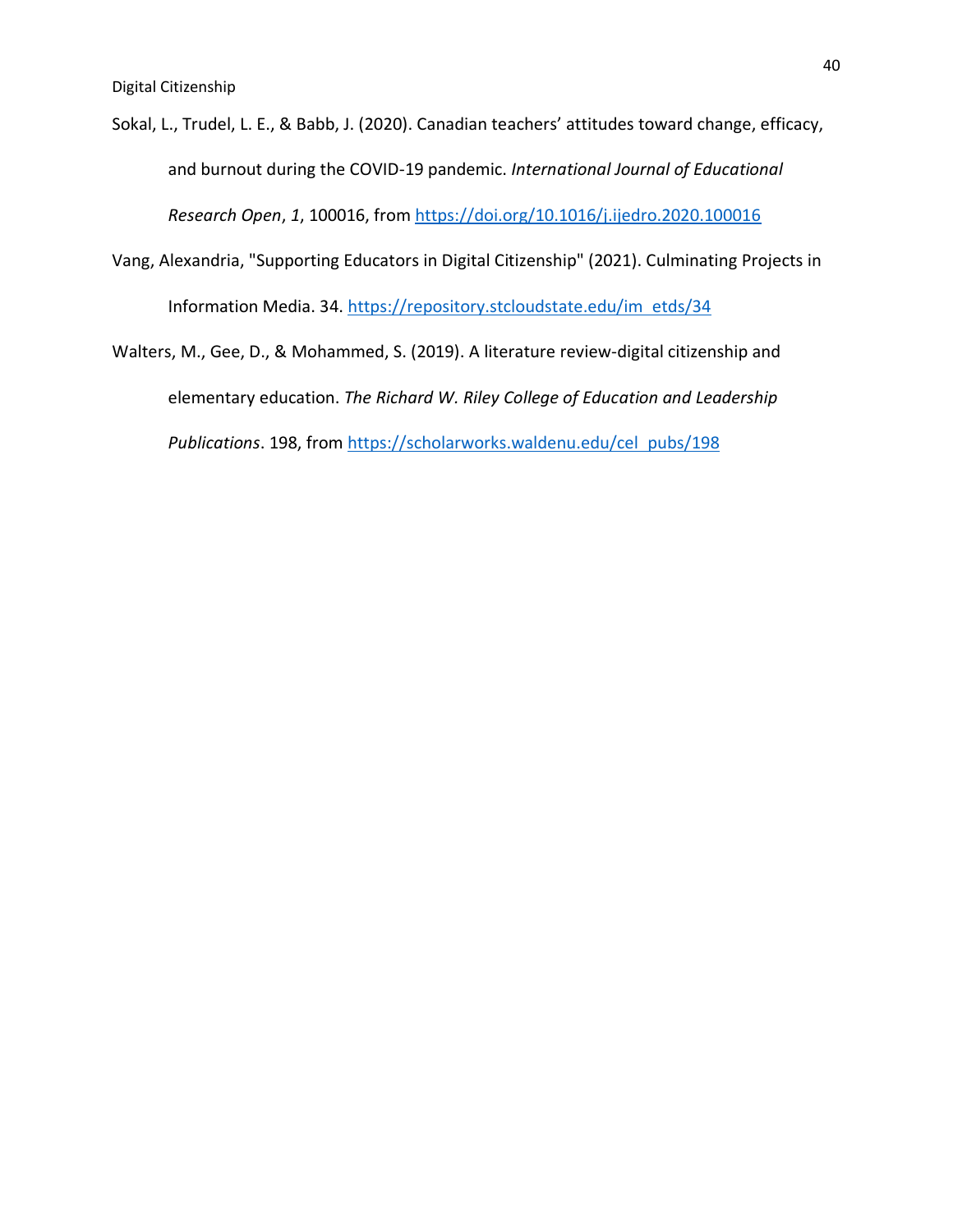Sokal, L., Trudel, L. E., & Babb, J. (2020). Canadian teachers' attitudes toward change, efficacy, and burnout during the COVID-19 pandemic. *International Journal of Educational Research Open*, *1*, 100016, from https://doi.org/10.1016/j.ijedro.2020.100016

Vang, Alexandria, "Supporting Educators in Digital Citizenship" (2021). Culminating Projects in Information Media. 34. https://repository.stcloudstate.edu/im_etds/34

Walters, M., Gee, D., & Mohammed, S. (2019). A literature review-digital citizenship and elementary education. *The Richard W. Riley College of Education and Leadership Publications*. 198, from https://scholarworks.waldenu.edu/cel_pubs/198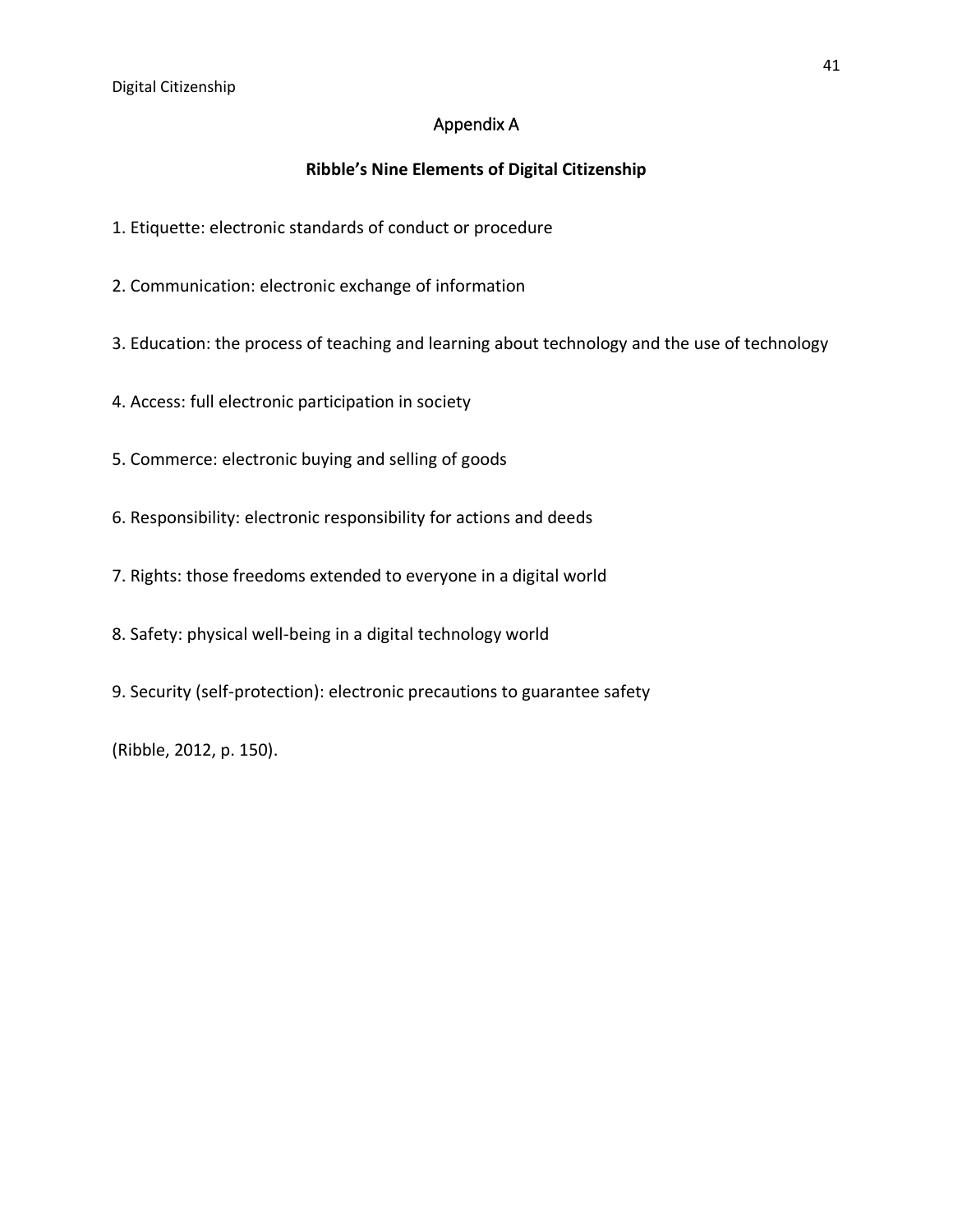# Appendix A

## Ribble's Nine Elements of Digital Citizenship

1. Etiquette: electronic standards of conduct or procedure

2. Communication: electronic exchange of information

3. Education: the process of teaching and learning about technology and the use of technology

4. Access: full electronic participation in society

5. Commerce: electronic buying and selling of goods

6. Responsibility: electronic responsibility for actions and deeds

7. Rights: those freedoms extended to everyone in a digital world

8. Safety: physical well-being in a digital technology world

9. Security (self-protection): electronic precautions to guarantee safety

(Ribble, 2012, p. 150).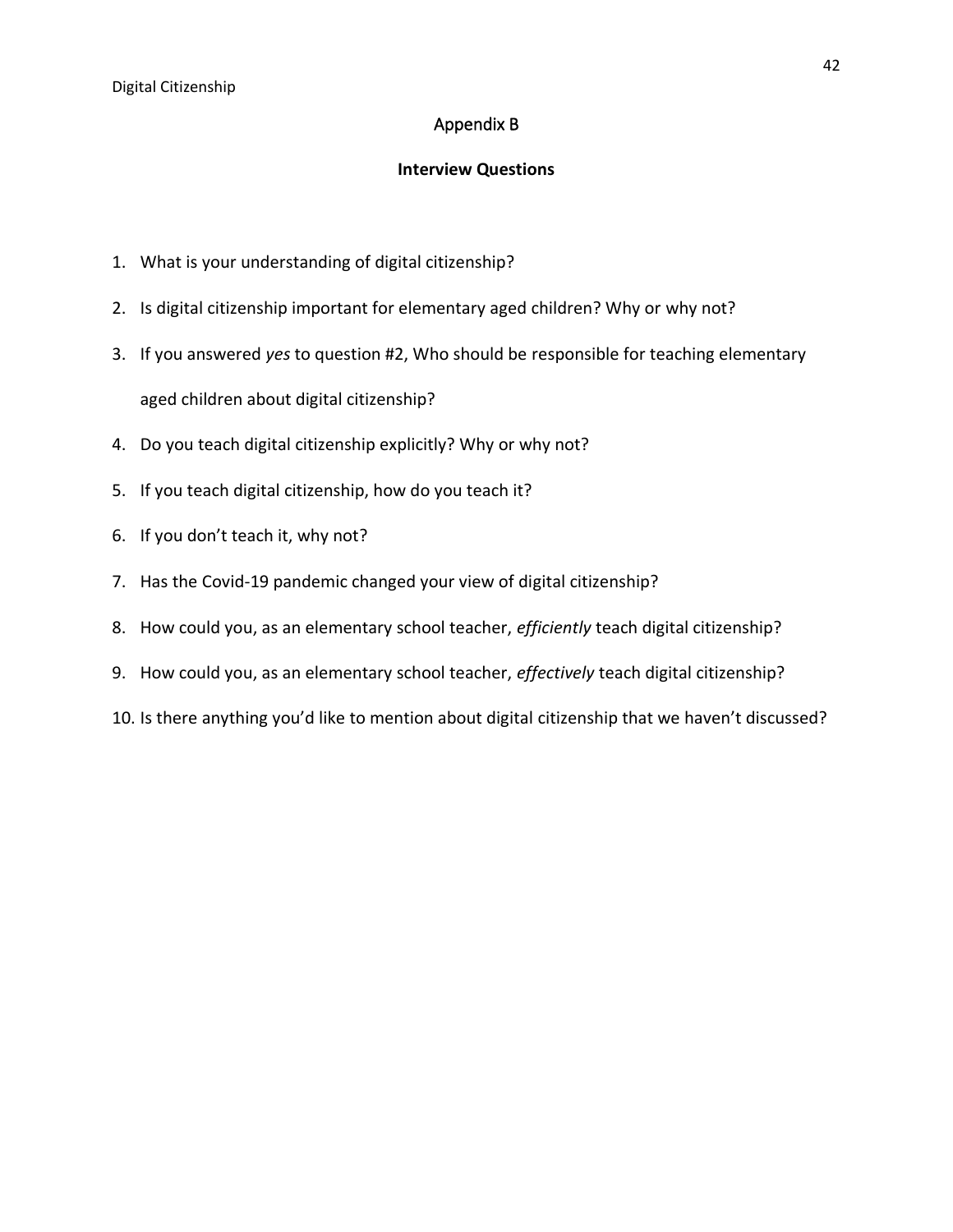# Appendix B

## Interview Questions

1. What is your understanding of digital citizenship?
2. Is digital citizenship important for elementary aged children? Why or why not?
3. If you answered *yes* to question #2, Who should be responsible for teaching elementary aged children about digital citizenship?
4. Do you teach digital citizenship explicitly? Why or why not?
5. If you teach digital citizenship, how do you teach it?
6. If you don't teach it, why not?
7. Has the Covid-19 pandemic changed your view of digital citizenship?
8. How could you, as an elementary school teacher, *efficiently* teach digital citizenship?
9. How could you, as an elementary school teacher, *effectively* teach digital citizenship?
10. Is there anything you'd like to mention about digital citizenship that we haven't discussed?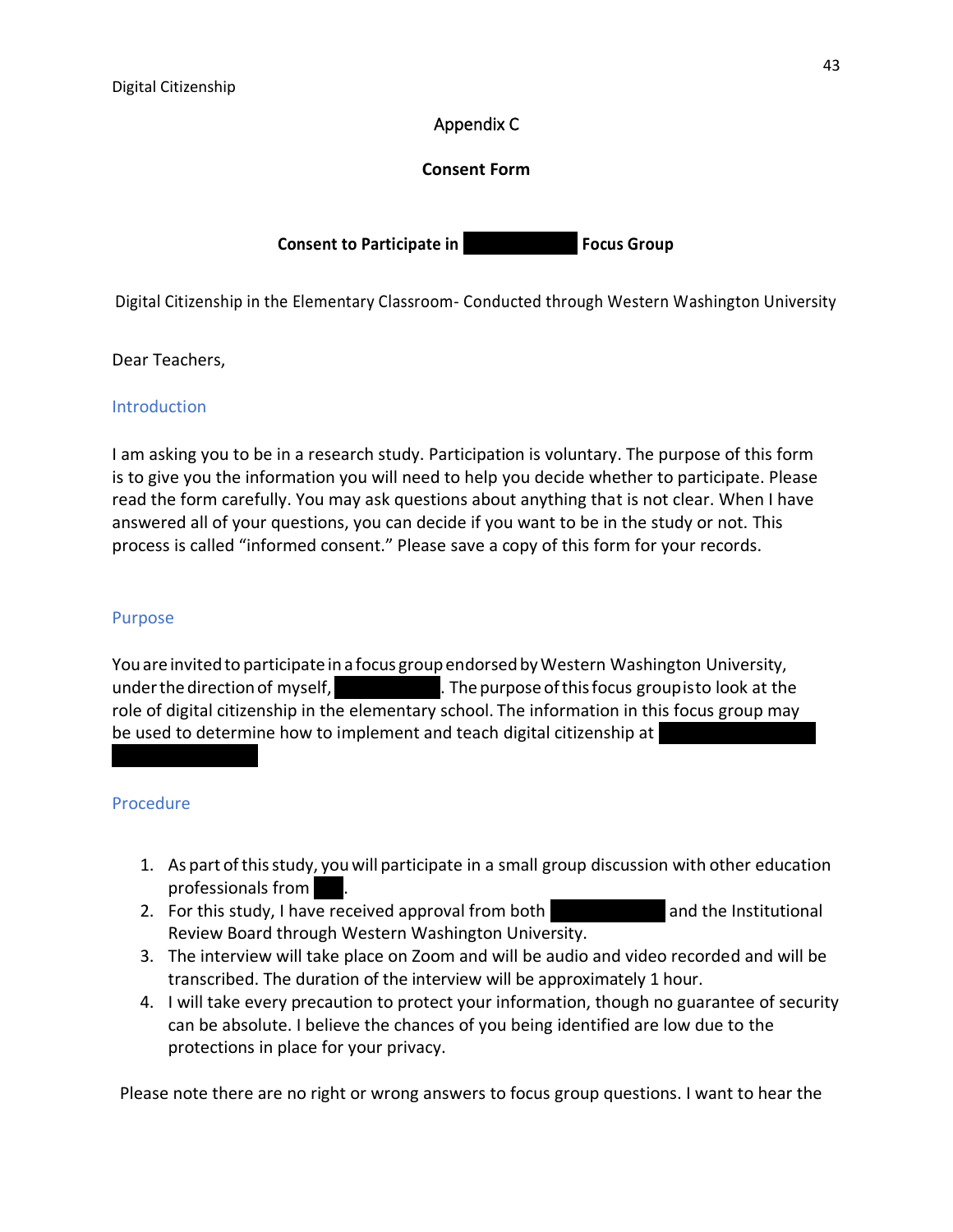## Appendix C

### Consent Form

**Consent to Participate in ███████ Focus Group**

Digital Citizenship in the Elementary Classroom- Conducted through Western Washington University

Dear Teachers,

#### Introduction

I am asking you to be in a research study. Participation is voluntary. The purpose of this form is to give you the information you will need to help you decide whether to participate. Please read the form carefully. You may ask questions about anything that is not clear. When I have answered all of your questions, you can decide if you want to be in the study or not. This process is called "informed consent." Please save a copy of this form for your records.

#### Purpose

You are invited to participate in a focus group endorsed by Western Washington University, under the direction of myself, ███████. The purpose of this focus group is to look at the role of digital citizenship in the elementary school. The information in this focus group may be used to determine how to implement and teach digital citizenship at ███████ ███████

#### Procedure

1. As part of this study, you will participate in a small group discussion with other education professionals from ██.
2. For this study, I have received approval from both ███████ and the Institutional Review Board through Western Washington University.
3. The interview will take place on Zoom and will be audio and video recorded and will be transcribed. The duration of the interview will be approximately 1 hour.
4. I will take every precaution to protect your information, though no guarantee of security can be absolute. I believe the chances of you being identified are low due to the protections in place for your privacy.

Please note there are no right or wrong answers to focus group questions. I want to hear the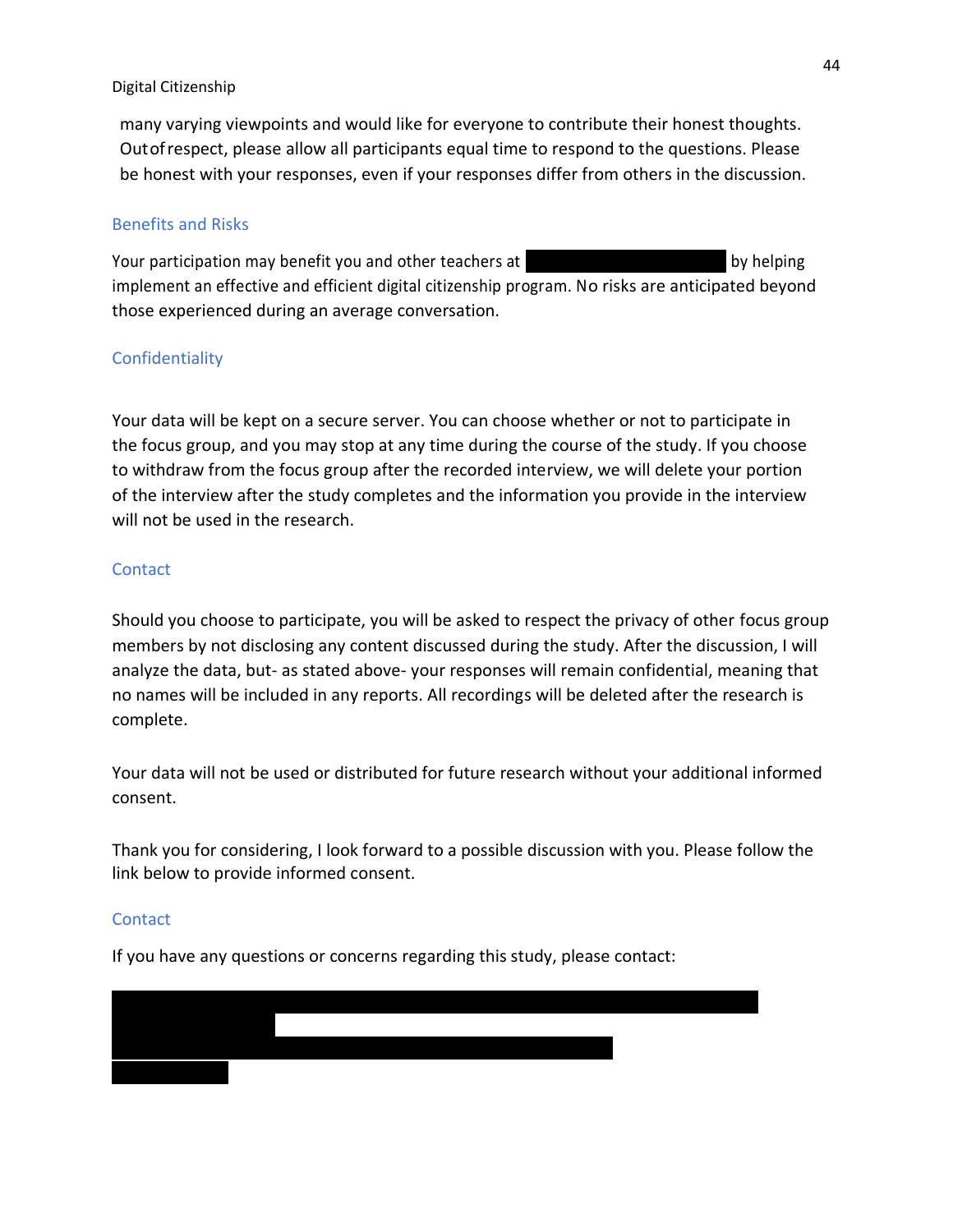many varying viewpoints and would like for everyone to contribute their honest thoughts. Out of respect, please allow all participants equal time to respond to the questions. Please be honest with your responses, even if your responses differ from others in the discussion.

### Benefits and Risks

Your participation may benefit you and other teachers at [redacted] by helping implement an effective and efficient digital citizenship program. No risks are anticipated beyond those experienced during an average conversation.

### Confidentiality

Your data will be kept on a secure server. You can choose whether or not to participate in the focus group, and you may stop at any time during the course of the study. If you choose to withdraw from the focus group after the recorded interview, we will delete your portion of the interview after the study completes and the information you provide in the interview will not be used in the research.

### Contact

Should you choose to participate, you will be asked to respect the privacy of other focus group members by not disclosing any content discussed during the study. After the discussion, I will analyze the data, but- as stated above- your responses will remain confidential, meaning that no names will be included in any reports. All recordings will be deleted after the research is complete.

Your data will not be used or distributed for future research without your additional informed consent.

Thank you for considering, I look forward to a possible discussion with you. Please follow the link below to provide informed consent.

### Contact

If you have any questions or concerns regarding this study, please contact:

[redacted]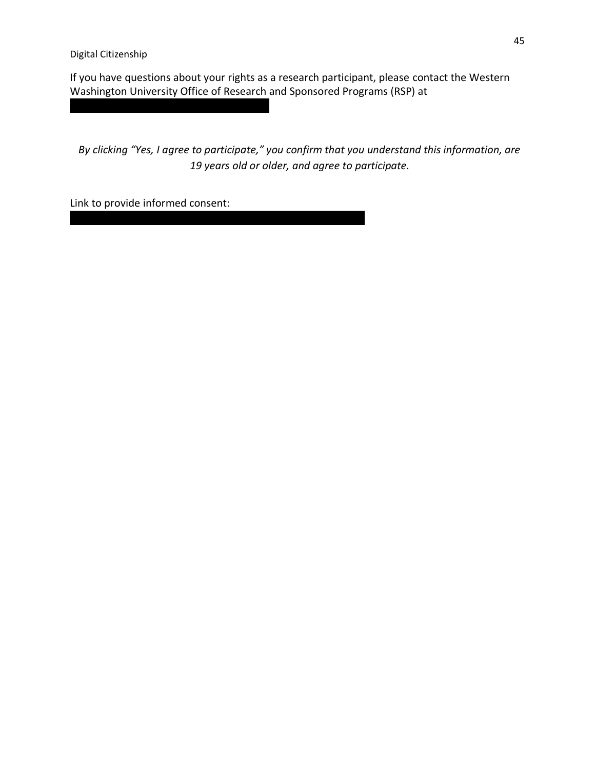If you have questions about your rights as a research participant, please contact the Western Washington University Office of Research and Sponsored Programs (RSP) at

*By clicking "Yes, I agree to participate," you confirm that you understand this information, are 19 years old or older, and agree to participate.*

Link to provide informed consent: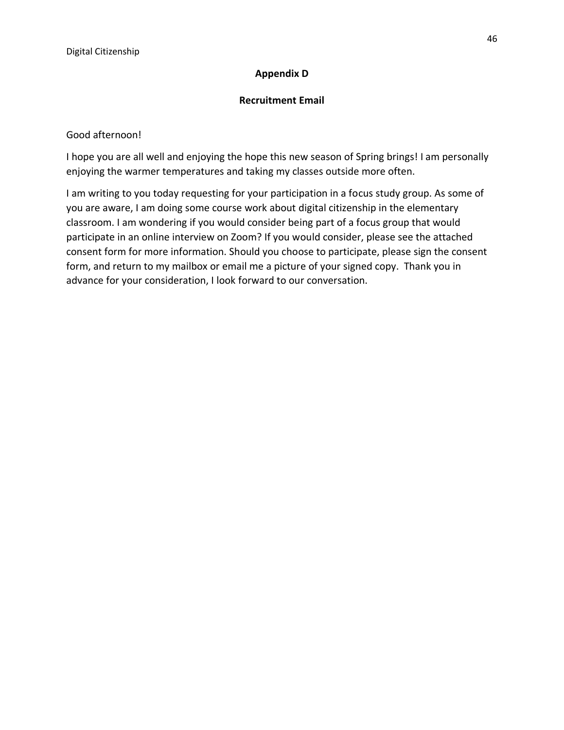## Appendix D

### Recruitment Email

Good afternoon!

I hope you are all well and enjoying the hope this new season of Spring brings! I am personally enjoying the warmer temperatures and taking my classes outside more often.

I am writing to you today requesting for your participation in a focus study group. As some of you are aware, I am doing some course work about digital citizenship in the elementary classroom. I am wondering if you would consider being part of a focus group that would participate in an online interview on Zoom? If you would consider, please see the attached consent form for more information. Should you choose to participate, please sign the consent form, and return to my mailbox or email me a picture of your signed copy. Thank you in advance for your consideration, I look forward to our conversation.